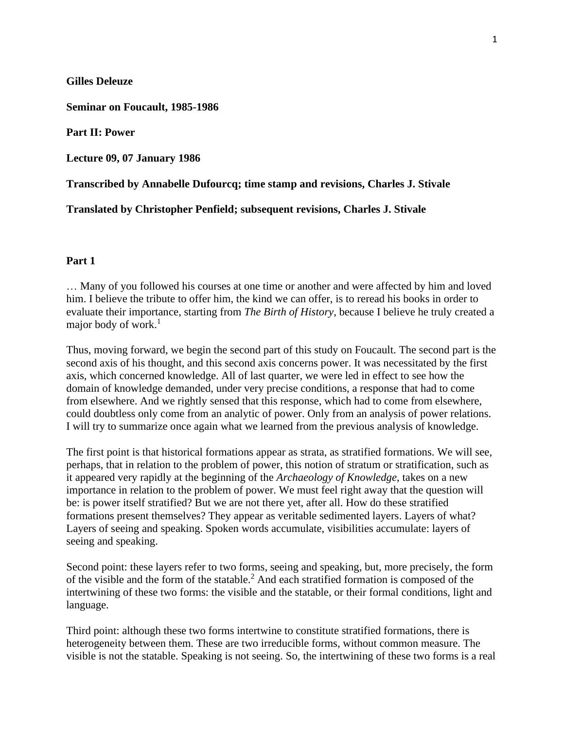**Gilles Deleuze**

**Seminar on Foucault, 1985-1986**

**Part II: Power**

**Lecture 09, 07 January 1986**

**Transcribed by Annabelle Dufourcq; time stamp and revisions, Charles J. Stivale**

**Translated by Christopher Penfield; subsequent revisions, Charles J. Stivale**

## Part 1

… Many of you followed his courses at one time or another and were affected by him and loved him. I believe the tribute to offer him, the kind we can offer, is to reread his books in order to evaluate their importance, starting from *The Birth of History*, because I believe he truly created a major body of work.[1]

Thus, moving forward, we begin the second part of this study on Foucault. The second part is the second axis of his thought, and this second axis concerns power. It was necessitated by the first axis, which concerned knowledge. All of last quarter, we were led in effect to see how the domain of knowledge demanded, under very precise conditions, a response that had to come from elsewhere. And we rightly sensed that this response, which had to come from elsewhere, could doubtless only come from an analytic of power. Only from an analysis of power relations. I will try to summarize once again what we learned from the previous analysis of knowledge.

The first point is that historical formations appear as strata, as stratified formations. We will see, perhaps, that in relation to the problem of power, this notion of stratum or stratification, such as it appeared very rapidly at the beginning of the *Archaeology of Knowledge*, takes on a new importance in relation to the problem of power. We must feel right away that the question will be: is power itself stratified? But we are not there yet, after all. How do these stratified formations present themselves? They appear as veritable sedimented layers. Layers of what? Layers of seeing and speaking. Spoken words accumulate, visibilities accumulate: layers of seeing and speaking.

Second point: these layers refer to two forms, seeing and speaking, but, more precisely, the form of the visible and the form of the statable.[2] And each stratified formation is composed of the intertwining of these two forms: the visible and the statable, or their formal conditions, light and language.

Third point: although these two forms intertwine to constitute stratified formations, there is heterogeneity between them. These are two irreducible forms, without common measure. The visible is not the statable. Speaking is not seeing. So, the intertwining of these two forms is a real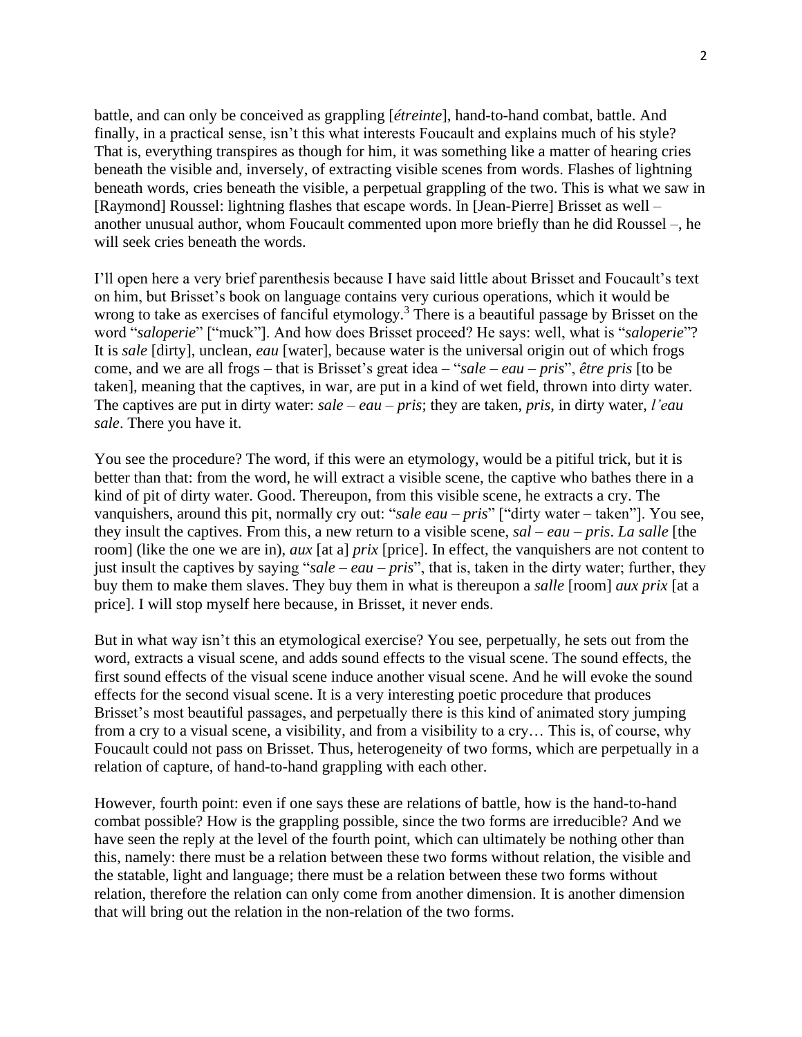battle, and can only be conceived as grappling [*étreinte*], hand-to-hand combat, battle. And finally, in a practical sense, isn't this what interests Foucault and explains much of his style? That is, everything transpires as though for him, it was something like a matter of hearing cries beneath the visible and, inversely, of extracting visible scenes from words. Flashes of lightning beneath words, cries beneath the visible, a perpetual grappling of the two. This is what we saw in [Raymond] Roussel: lightning flashes that escape words. In [Jean-Pierre] Brisset as well – another unusual author, whom Foucault commented upon more briefly than he did Roussel –, he will seek cries beneath the words.

I'll open here a very brief parenthesis because I have said little about Brisset and Foucault's text on him, but Brisset's book on language contains very curious operations, which it would be wrong to take as exercises of fanciful etymology.[3] There is a beautiful passage by Brisset on the word "*saloperie*" ["muck"]. And how does Brisset proceed? He says: well, what is "*saloperie*"? It is *sale* [dirty], unclean, *eau* [water], because water is the universal origin out of which frogs come, and we are all frogs – that is Brisset's great idea – "*sale – eau – pris*", *être pris* [to be taken], meaning that the captives, in war, are put in a kind of wet field, thrown into dirty water. The captives are put in dirty water: *sale – eau – pris*; they are taken, *pris*, in dirty water, *l'eau sale*. There you have it.

You see the procedure? The word, if this were an etymology, would be a pitiful trick, but it is better than that: from the word, he will extract a visible scene, the captive who bathes there in a kind of pit of dirty water. Good. Thereupon, from this visible scene, he extracts a cry. The vanquishers, around this pit, normally cry out: "*sale eau – pris*" ["dirty water – taken"]. You see, they insult the captives. From this, a new return to a visible scene, *sal – eau – pris*. *La salle* [the room] (like the one we are in), *aux* [at a] *prix* [price]. In effect, the vanquishers are not content to just insult the captives by saying "*sale – eau – pris*", that is, taken in the dirty water; further, they buy them to make them slaves. They buy them in what is thereupon a *salle* [room] *aux prix* [at a price]. I will stop myself here because, in Brisset, it never ends.

But in what way isn't this an etymological exercise? You see, perpetually, he sets out from the word, extracts a visual scene, and adds sound effects to the visual scene. The sound effects, the first sound effects of the visual scene induce another visual scene. And he will evoke the sound effects for the second visual scene. It is a very interesting poetic procedure that produces Brisset's most beautiful passages, and perpetually there is this kind of animated story jumping from a cry to a visual scene, a visibility, and from a visibility to a cry… This is, of course, why Foucault could not pass on Brisset. Thus, heterogeneity of two forms, which are perpetually in a relation of capture, of hand-to-hand grappling with each other.

However, fourth point: even if one says these are relations of battle, how is the hand-to-hand combat possible? How is the grappling possible, since the two forms are irreducible? And we have seen the reply at the level of the fourth point, which can ultimately be nothing other than this, namely: there must be a relation between these two forms without relation, the visible and the statable, light and language; there must be a relation between these two forms without relation, therefore the relation can only come from another dimension. It is another dimension that will bring out the relation in the non-relation of the two forms.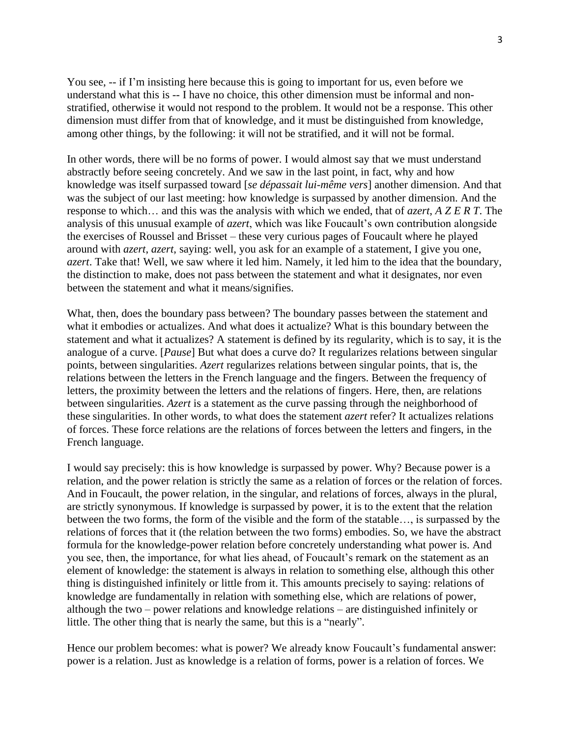You see, -- if I'm insisting here because this is going to important for us, even before we understand what this is -- I have no choice, this other dimension must be informal and non-stratified, otherwise it would not respond to the problem. It would not be a response. This other dimension must differ from that of knowledge, and it must be distinguished from knowledge, among other things, by the following: it will not be stratified, and it will not be formal.

In other words, there will be no forms of power. I would almost say that we must understand abstractly before seeing concretely. And we saw in the last point, in fact, why and how knowledge was itself surpassed toward [*se dépassait lui-même vers*] another dimension. And that was the subject of our last meeting: how knowledge is surpassed by another dimension. And the response to which… and this was the analysis with which we ended, that of *azert*, *A Z E R T*. The analysis of this unusual example of *azert*, which was like Foucault's own contribution alongside the exercises of Roussel and Brisset – these very curious pages of Foucault where he played around with *azert*, *azert*, saying: well, you ask for an example of a statement, I give you one, *azert*. Take that! Well, we saw where it led him. Namely, it led him to the idea that the boundary, the distinction to make, does not pass between the statement and what it designates, nor even between the statement and what it means/signifies.

What, then, does the boundary pass between? The boundary passes between the statement and what it embodies or actualizes. And what does it actualize? What is this boundary between the statement and what it actualizes? A statement is defined by its regularity, which is to say, it is the analogue of a curve. [*Pause*] But what does a curve do? It regularizes relations between singular points, between singularities. *Azert* regularizes relations between singular points, that is, the relations between the letters in the French language and the fingers. Between the frequency of letters, the proximity between the letters and the relations of fingers. Here, then, are relations between singularities. *Azert* is a statement as the curve passing through the neighborhood of these singularities. In other words, to what does the statement *azert* refer? It actualizes relations of forces. These force relations are the relations of forces between the letters and fingers, in the French language.

I would say precisely: this is how knowledge is surpassed by power. Why? Because power is a relation, and the power relation is strictly the same as a relation of forces or the relation of forces. And in Foucault, the power relation, in the singular, and relations of forces, always in the plural, are strictly synonymous. If knowledge is surpassed by power, it is to the extent that the relation between the two forms, the form of the visible and the form of the statable…, is surpassed by the relations of forces that it (the relation between the two forms) embodies. So, we have the abstract formula for the knowledge-power relation before concretely understanding what power is. And you see, then, the importance, for what lies ahead, of Foucault's remark on the statement as an element of knowledge: the statement is always in relation to something else, although this other thing is distinguished infinitely or little from it. This amounts precisely to saying: relations of knowledge are fundamentally in relation with something else, which are relations of power, although the two – power relations and knowledge relations – are distinguished infinitely or little. The other thing that is nearly the same, but this is a "nearly".

Hence our problem becomes: what is power? We already know Foucault's fundamental answer: power is a relation. Just as knowledge is a relation of forms, power is a relation of forces. We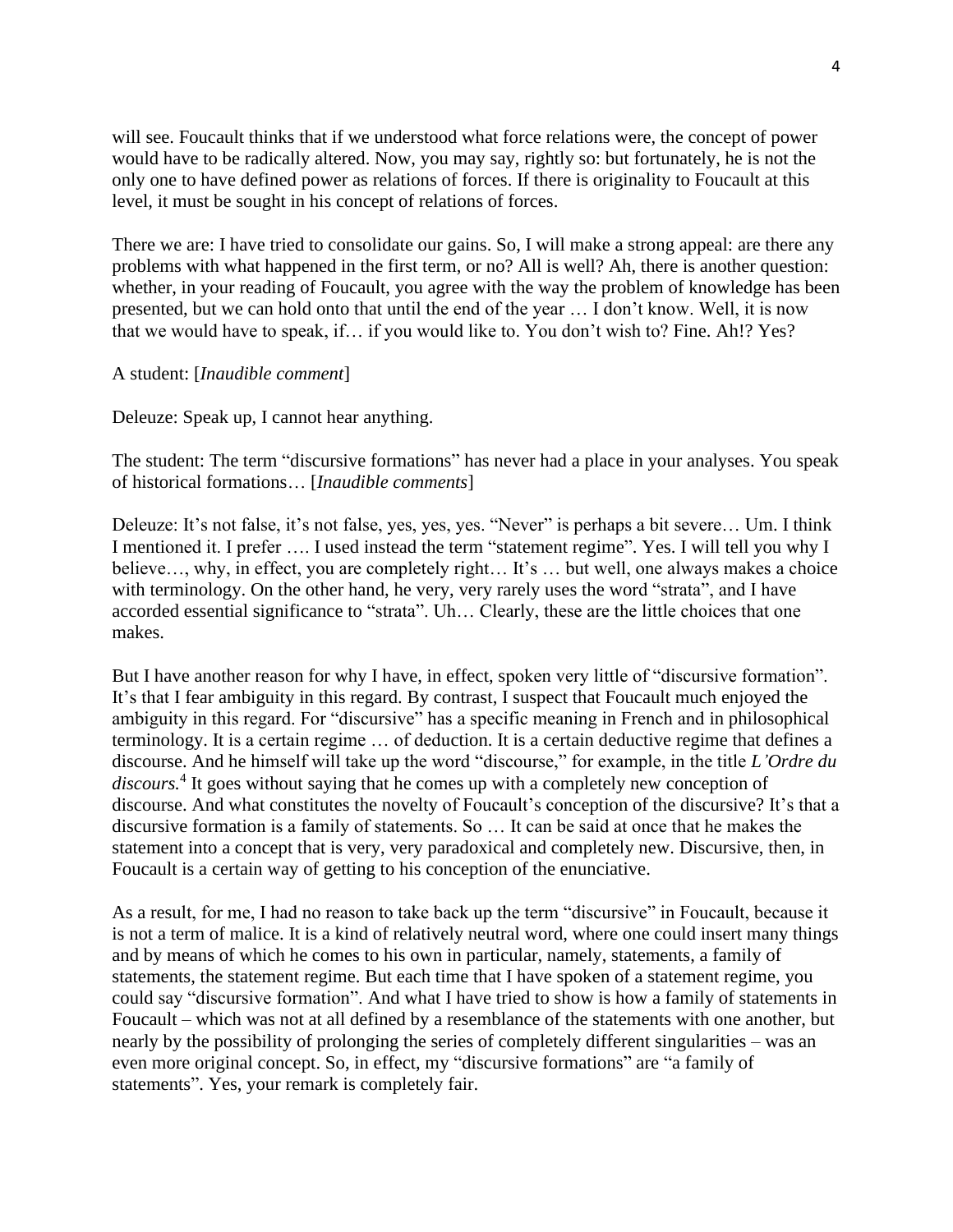will see. Foucault thinks that if we understood what force relations were, the concept of power would have to be radically altered. Now, you may say, rightly so: but fortunately, he is not the only one to have defined power as relations of forces. If there is originality to Foucault at this level, it must be sought in his concept of relations of forces.

There we are: I have tried to consolidate our gains. So, I will make a strong appeal: are there any problems with what happened in the first term, or no? All is well? Ah, there is another question: whether, in your reading of Foucault, you agree with the way the problem of knowledge has been presented, but we can hold onto that until the end of the year … I don't know. Well, it is now that we would have to speak, if… if you would like to. You don't wish to? Fine. Ah!? Yes?

A student: [*Inaudible comment*]

Deleuze: Speak up, I cannot hear anything.

The student: The term "discursive formations" has never had a place in your analyses. You speak of historical formations… [*Inaudible comments*]

Deleuze: It's not false, it's not false, yes, yes, yes. "Never" is perhaps a bit severe… Um. I think I mentioned it. I prefer …. I used instead the term "statement regime". Yes. I will tell you why I believe…, why, in effect, you are completely right… It's … but well, one always makes a choice with terminology. On the other hand, he very, very rarely uses the word "strata", and I have accorded essential significance to "strata". Uh… Clearly, these are the little choices that one makes.

But I have another reason for why I have, in effect, spoken very little of "discursive formation". It's that I fear ambiguity in this regard. By contrast, I suspect that Foucault much enjoyed the ambiguity in this regard. For "discursive" has a specific meaning in French and in philosophical terminology. It is a certain regime … of deduction. It is a certain deductive regime that defines a discourse. And he himself will take up the word "discourse," for example, in the title *L'Ordre du discours.*[4] It goes without saying that he comes up with a completely new conception of discourse. And what constitutes the novelty of Foucault's conception of the discursive? It's that a discursive formation is a family of statements. So … It can be said at once that he makes the statement into a concept that is very, very paradoxical and completely new. Discursive, then, in Foucault is a certain way of getting to his conception of the enunciative.

As a result, for me, I had no reason to take back up the term "discursive" in Foucault, because it is not a term of malice. It is a kind of relatively neutral word, where one could insert many things and by means of which he comes to his own in particular, namely, statements, a family of statements, the statement regime. But each time that I have spoken of a statement regime, you could say "discursive formation". And what I have tried to show is how a family of statements in Foucault – which was not at all defined by a resemblance of the statements with one another, but nearly by the possibility of prolonging the series of completely different singularities – was an even more original concept. So, in effect, my "discursive formations" are "a family of statements". Yes, your remark is completely fair.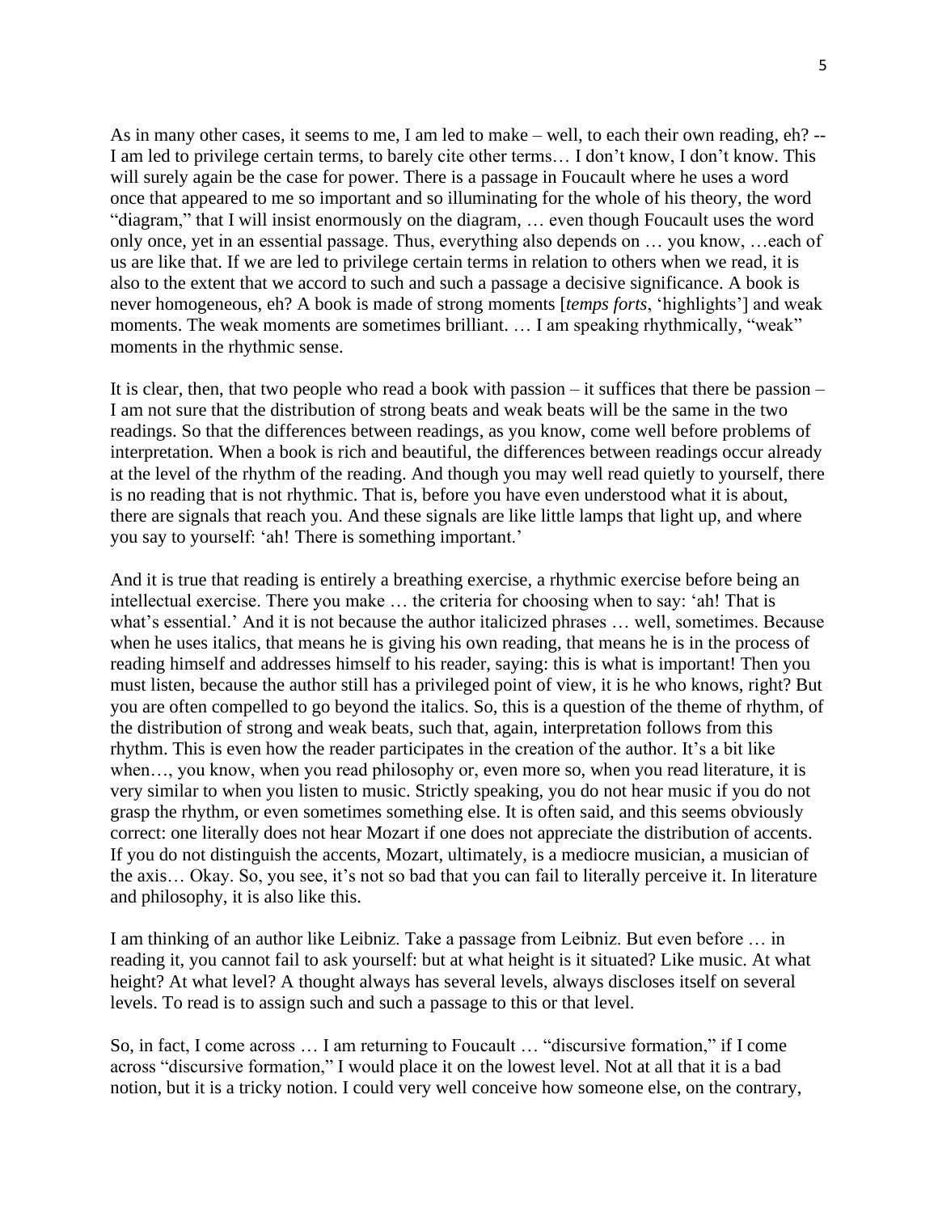As in many other cases, it seems to me, I am led to make – well, to each their own reading, eh? -- I am led to privilege certain terms, to barely cite other terms… I don't know, I don't know. This will surely again be the case for power. There is a passage in Foucault where he uses a word once that appeared to me so important and so illuminating for the whole of his theory, the word "diagram," that I will insist enormously on the diagram, … even though Foucault uses the word only once, yet in an essential passage. Thus, everything also depends on … you know, …each of us are like that. If we are led to privilege certain terms in relation to others when we read, it is also to the extent that we accord to such and such a passage a decisive significance. A book is never homogeneous, eh? A book is made of strong moments [*temps forts*, 'highlights'] and weak moments. The weak moments are sometimes brilliant. … I am speaking rhythmically, "weak" moments in the rhythmic sense.

It is clear, then, that two people who read a book with passion – it suffices that there be passion – I am not sure that the distribution of strong beats and weak beats will be the same in the two readings. So that the differences between readings, as you know, come well before problems of interpretation. When a book is rich and beautiful, the differences between readings occur already at the level of the rhythm of the reading. And though you may well read quietly to yourself, there is no reading that is not rhythmic. That is, before you have even understood what it is about, there are signals that reach you. And these signals are like little lamps that light up, and where you say to yourself: 'ah! There is something important.'

And it is true that reading is entirely a breathing exercise, a rhythmic exercise before being an intellectual exercise. There you make … the criteria for choosing when to say: 'ah! That is what's essential.' And it is not because the author italicized phrases … well, sometimes. Because when he uses italics, that means he is giving his own reading, that means he is in the process of reading himself and addresses himself to his reader, saying: this is what is important! Then you must listen, because the author still has a privileged point of view, it is he who knows, right? But you are often compelled to go beyond the italics. So, this is a question of the theme of rhythm, of the distribution of strong and weak beats, such that, again, interpretation follows from this rhythm. This is even how the reader participates in the creation of the author. It's a bit like when…, you know, when you read philosophy or, even more so, when you read literature, it is very similar to when you listen to music. Strictly speaking, you do not hear music if you do not grasp the rhythm, or even sometimes something else. It is often said, and this seems obviously correct: one literally does not hear Mozart if one does not appreciate the distribution of accents. If you do not distinguish the accents, Mozart, ultimately, is a mediocre musician, a musician of the axis… Okay. So, you see, it's not so bad that you can fail to literally perceive it. In literature and philosophy, it is also like this.

I am thinking of an author like Leibniz. Take a passage from Leibniz. But even before … in reading it, you cannot fail to ask yourself: but at what height is it situated? Like music. At what height? At what level? A thought always has several levels, always discloses itself on several levels. To read is to assign such and such a passage to this or that level.

So, in fact, I come across … I am returning to Foucault … "discursive formation," if I come across "discursive formation," I would place it on the lowest level. Not at all that it is a bad notion, but it is a tricky notion. I could very well conceive how someone else, on the contrary,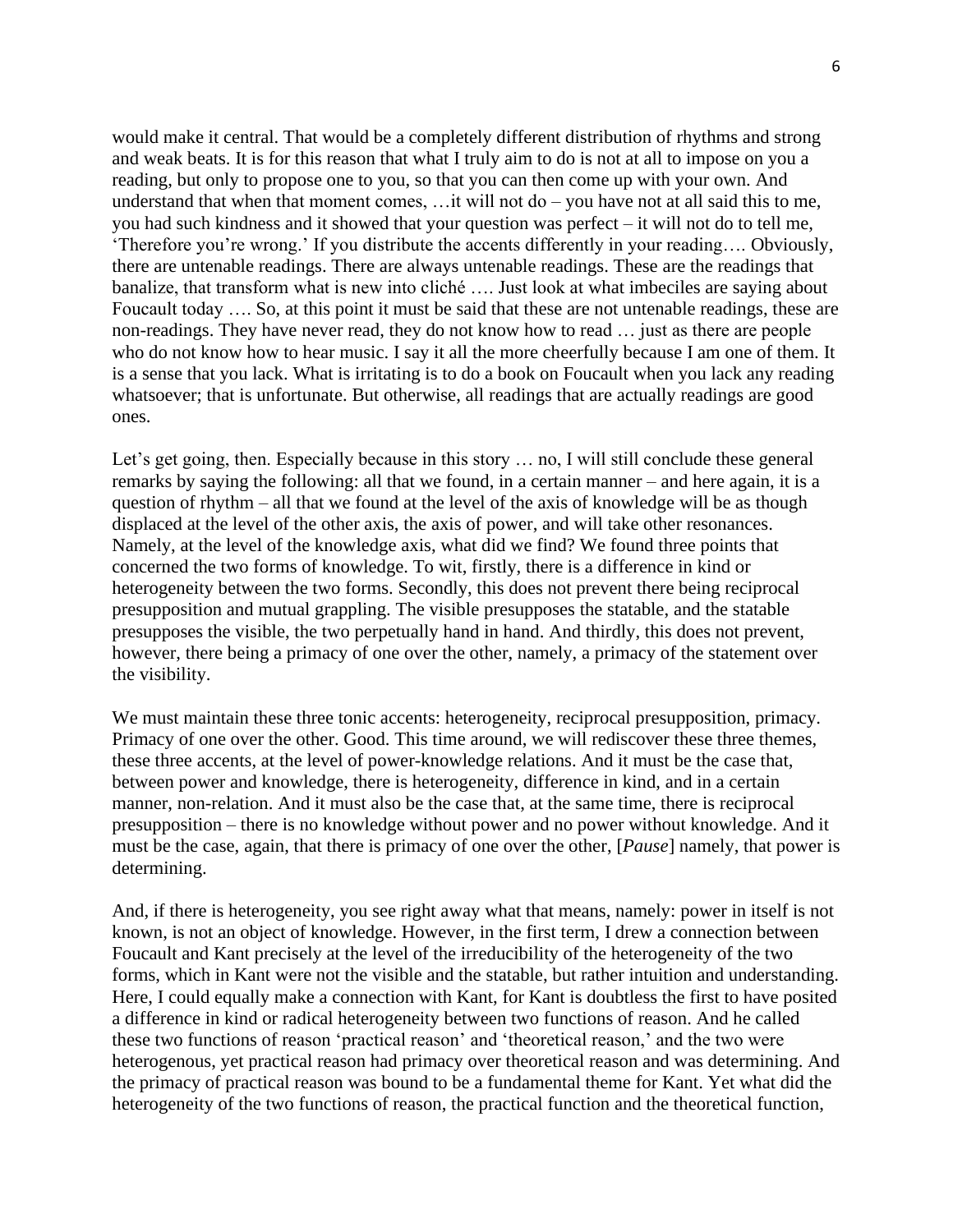would make it central. That would be a completely different distribution of rhythms and strong and weak beats. It is for this reason that what I truly aim to do is not at all to impose on you a reading, but only to propose one to you, so that you can then come up with your own. And understand that when that moment comes, …it will not do – you have not at all said this to me, you had such kindness and it showed that your question was perfect – it will not do to tell me, 'Therefore you're wrong.' If you distribute the accents differently in your reading…. Obviously, there are untenable readings. There are always untenable readings. These are the readings that banalize, that transform what is new into cliché …. Just look at what imbeciles are saying about Foucault today …. So, at this point it must be said that these are not untenable readings, these are non-readings. They have never read, they do not know how to read … just as there are people who do not know how to hear music. I say it all the more cheerfully because I am one of them. It is a sense that you lack. What is irritating is to do a book on Foucault when you lack any reading whatsoever; that is unfortunate. But otherwise, all readings that are actually readings are good ones.

Let's get going, then. Especially because in this story … no, I will still conclude these general remarks by saying the following: all that we found, in a certain manner – and here again, it is a question of rhythm – all that we found at the level of the axis of knowledge will be as though displaced at the level of the other axis, the axis of power, and will take other resonances. Namely, at the level of the knowledge axis, what did we find? We found three points that concerned the two forms of knowledge. To wit, firstly, there is a difference in kind or heterogeneity between the two forms. Secondly, this does not prevent there being reciprocal presupposition and mutual grappling. The visible presupposes the statable, and the statable presupposes the visible, the two perpetually hand in hand. And thirdly, this does not prevent, however, there being a primacy of one over the other, namely, a primacy of the statement over the visibility.

We must maintain these three tonic accents: heterogeneity, reciprocal presupposition, primacy. Primacy of one over the other. Good. This time around, we will rediscover these three themes, these three accents, at the level of power-knowledge relations. And it must be the case that, between power and knowledge, there is heterogeneity, difference in kind, and in a certain manner, non-relation. And it must also be the case that, at the same time, there is reciprocal presupposition – there is no knowledge without power and no power without knowledge. And it must be the case, again, that there is primacy of one over the other, [*Pause*] namely, that power is determining.

And, if there is heterogeneity, you see right away what that means, namely: power in itself is not known, is not an object of knowledge. However, in the first term, I drew a connection between Foucault and Kant precisely at the level of the irreducibility of the heterogeneity of the two forms, which in Kant were not the visible and the statable, but rather intuition and understanding. Here, I could equally make a connection with Kant, for Kant is doubtless the first to have posited a difference in kind or radical heterogeneity between two functions of reason. And he called these two functions of reason 'practical reason' and 'theoretical reason,' and the two were heterogenous, yet practical reason had primacy over theoretical reason and was determining. And the primacy of practical reason was bound to be a fundamental theme for Kant. Yet what did the heterogeneity of the two functions of reason, the practical function and the theoretical function,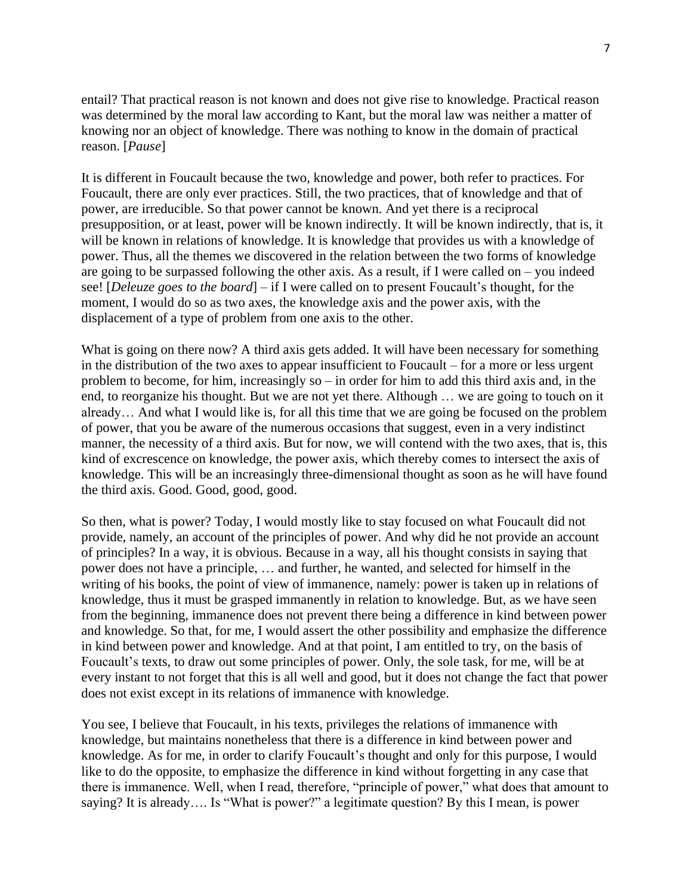entail? That practical reason is not known and does not give rise to knowledge. Practical reason was determined by the moral law according to Kant, but the moral law was neither a matter of knowing nor an object of knowledge. There was nothing to know in the domain of practical reason. [*Pause*]

It is different in Foucault because the two, knowledge and power, both refer to practices. For Foucault, there are only ever practices. Still, the two practices, that of knowledge and that of power, are irreducible. So that power cannot be known. And yet there is a reciprocal presupposition, or at least, power will be known indirectly. It will be known indirectly, that is, it will be known in relations of knowledge. It is knowledge that provides us with a knowledge of power. Thus, all the themes we discovered in the relation between the two forms of knowledge are going to be surpassed following the other axis. As a result, if I were called on – you indeed see! [*Deleuze goes to the board*] – if I were called on to present Foucault's thought, for the moment, I would do so as two axes, the knowledge axis and the power axis, with the displacement of a type of problem from one axis to the other.

What is going on there now? A third axis gets added. It will have been necessary for something in the distribution of the two axes to appear insufficient to Foucault – for a more or less urgent problem to become, for him, increasingly so – in order for him to add this third axis and, in the end, to reorganize his thought. But we are not yet there. Although … we are going to touch on it already… And what I would like is, for all this time that we are going be focused on the problem of power, that you be aware of the numerous occasions that suggest, even in a very indistinct manner, the necessity of a third axis. But for now, we will contend with the two axes, that is, this kind of excrescence on knowledge, the power axis, which thereby comes to intersect the axis of knowledge. This will be an increasingly three-dimensional thought as soon as he will have found the third axis. Good. Good, good, good.

So then, what is power? Today, I would mostly like to stay focused on what Foucault did not provide, namely, an account of the principles of power. And why did he not provide an account of principles? In a way, it is obvious. Because in a way, all his thought consists in saying that power does not have a principle, … and further, he wanted, and selected for himself in the writing of his books, the point of view of immanence, namely: power is taken up in relations of knowledge, thus it must be grasped immanently in relation to knowledge. But, as we have seen from the beginning, immanence does not prevent there being a difference in kind between power and knowledge. So that, for me, I would assert the other possibility and emphasize the difference in kind between power and knowledge. And at that point, I am entitled to try, on the basis of Foucault's texts, to draw out some principles of power. Only, the sole task, for me, will be at every instant to not forget that this is all well and good, but it does not change the fact that power does not exist except in its relations of immanence with knowledge.

You see, I believe that Foucault, in his texts, privileges the relations of immanence with knowledge, but maintains nonetheless that there is a difference in kind between power and knowledge. As for me, in order to clarify Foucault's thought and only for this purpose, I would like to do the opposite, to emphasize the difference in kind without forgetting in any case that there is immanence. Well, when I read, therefore, "principle of power," what does that amount to saying? It is already…. Is "What is power?" a legitimate question? By this I mean, is power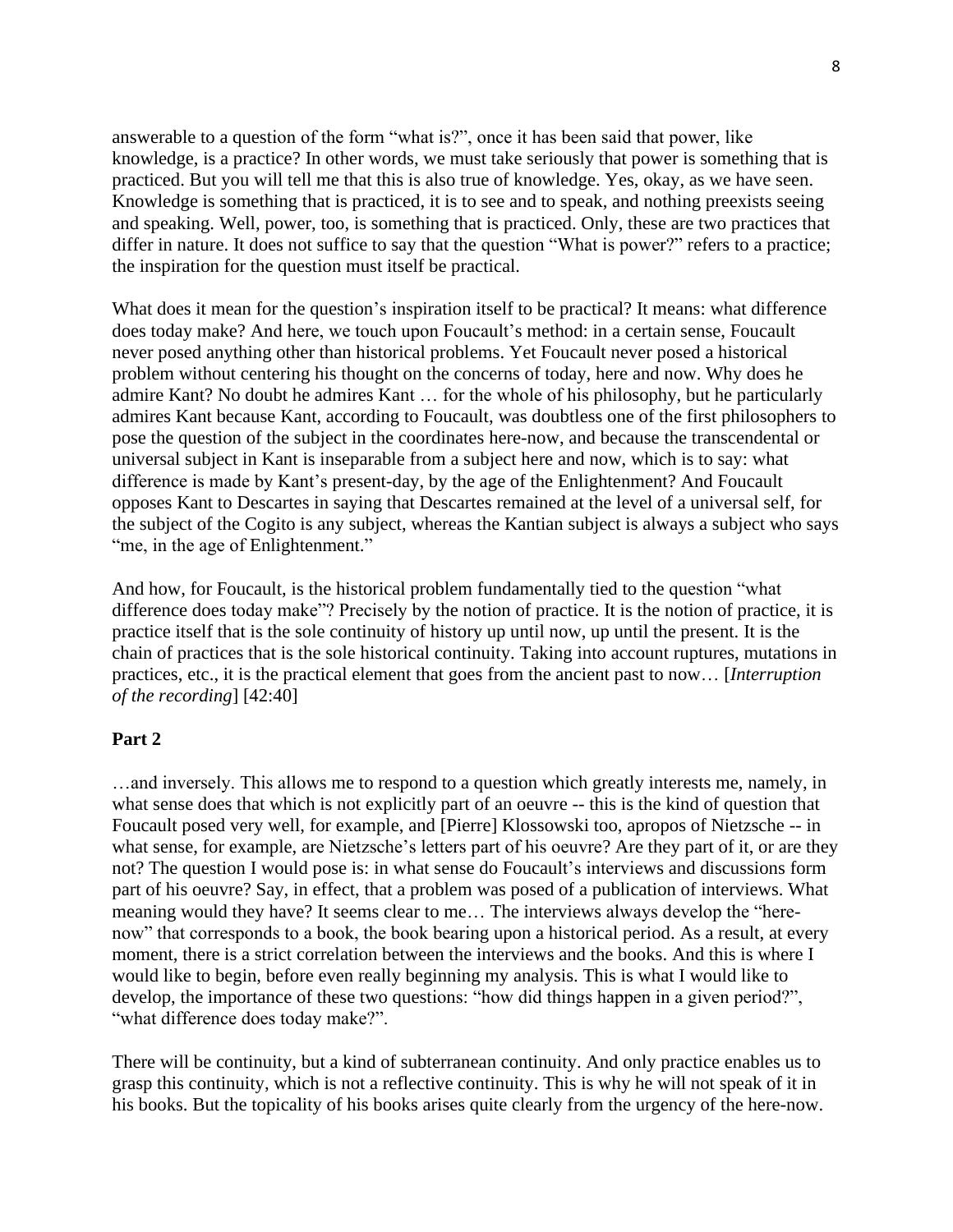answerable to a question of the form "what is?", once it has been said that power, like knowledge, is a practice? In other words, we must take seriously that power is something that is practiced. But you will tell me that this is also true of knowledge. Yes, okay, as we have seen. Knowledge is something that is practiced, it is to see and to speak, and nothing preexists seeing and speaking. Well, power, too, is something that is practiced. Only, these are two practices that differ in nature. It does not suffice to say that the question "What is power?" refers to a practice; the inspiration for the question must itself be practical.

What does it mean for the question's inspiration itself to be practical? It means: what difference does today make? And here, we touch upon Foucault's method: in a certain sense, Foucault never posed anything other than historical problems. Yet Foucault never posed a historical problem without centering his thought on the concerns of today, here and now. Why does he admire Kant? No doubt he admires Kant … for the whole of his philosophy, but he particularly admires Kant because Kant, according to Foucault, was doubtless one of the first philosophers to pose the question of the subject in the coordinates here-now, and because the transcendental or universal subject in Kant is inseparable from a subject here and now, which is to say: what difference is made by Kant's present-day, by the age of the Enlightenment? And Foucault opposes Kant to Descartes in saying that Descartes remained at the level of a universal self, for the subject of the Cogito is any subject, whereas the Kantian subject is always a subject who says "me, in the age of Enlightenment."

And how, for Foucault, is the historical problem fundamentally tied to the question "what difference does today make"? Precisely by the notion of practice. It is the notion of practice, it is practice itself that is the sole continuity of history up until now, up until the present. It is the chain of practices that is the sole historical continuity. Taking into account ruptures, mutations in practices, etc., it is the practical element that goes from the ancient past to now… [*Interruption of the recording*] [42:40]

**Part 2**

…and inversely. This allows me to respond to a question which greatly interests me, namely, in what sense does that which is not explicitly part of an oeuvre -- this is the kind of question that Foucault posed very well, for example, and [Pierre] Klossowski too, apropos of Nietzsche -- in what sense, for example, are Nietzsche's letters part of his oeuvre? Are they part of it, or are they not? The question I would pose is: in what sense do Foucault's interviews and discussions form part of his oeuvre? Say, in effect, that a problem was posed of a publication of interviews. What meaning would they have? It seems clear to me… The interviews always develop the "here-now" that corresponds to a book, the book bearing upon a historical period. As a result, at every moment, there is a strict correlation between the interviews and the books. And this is where I would like to begin, before even really beginning my analysis. This is what I would like to develop, the importance of these two questions: "how did things happen in a given period?", "what difference does today make?".

There will be continuity, but a kind of subterranean continuity. And only practice enables us to grasp this continuity, which is not a reflective continuity. This is why he will not speak of it in his books. But the topicality of his books arises quite clearly from the urgency of the here-now.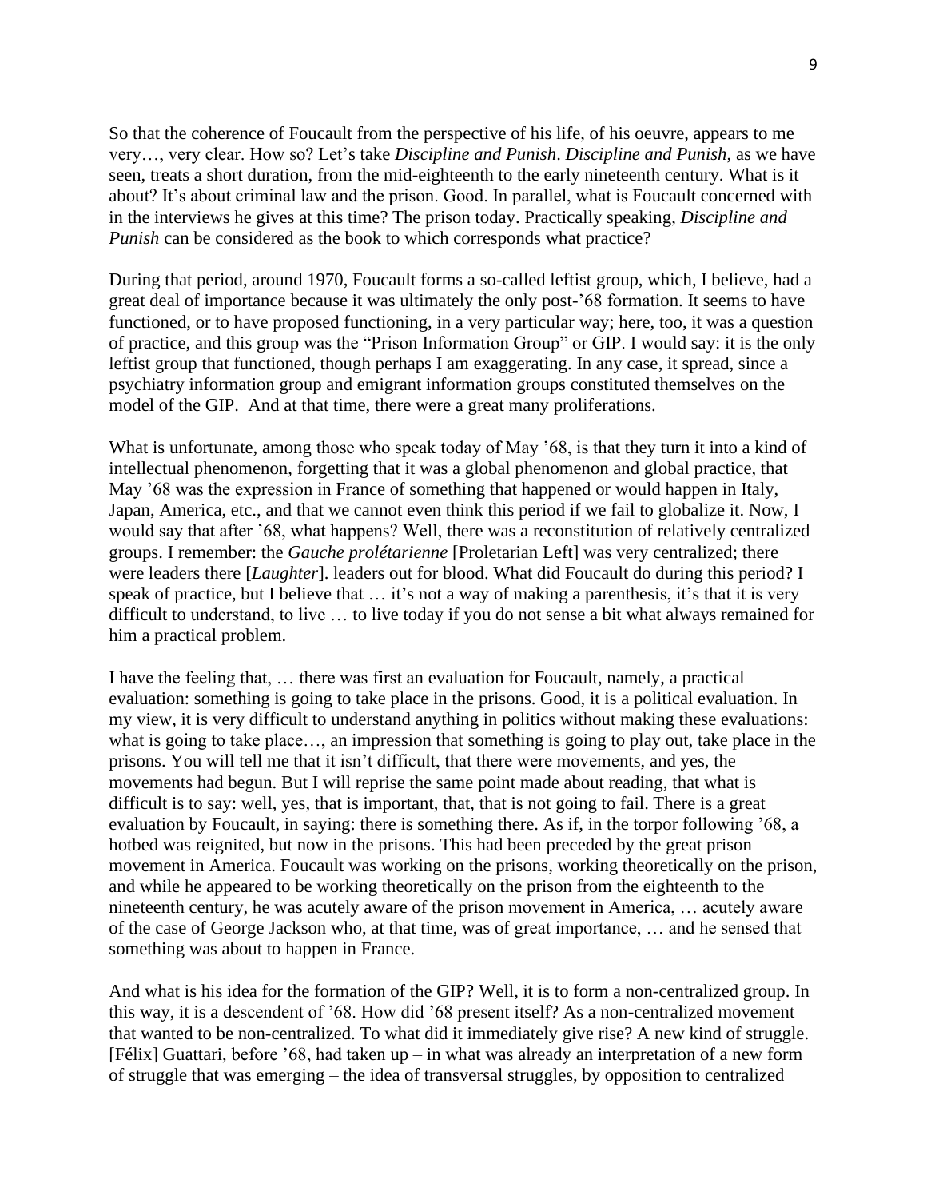So that the coherence of Foucault from the perspective of his life, of his oeuvre, appears to me very…, very clear. How so? Let's take *Discipline and Punish*. *Discipline and Punish*, as we have seen, treats a short duration, from the mid-eighteenth to the early nineteenth century. What is it about? It's about criminal law and the prison. Good. In parallel, what is Foucault concerned with in the interviews he gives at this time? The prison today. Practically speaking, *Discipline and Punish* can be considered as the book to which corresponds what practice?

During that period, around 1970, Foucault forms a so-called leftist group, which, I believe, had a great deal of importance because it was ultimately the only post-'68 formation. It seems to have functioned, or to have proposed functioning, in a very particular way; here, too, it was a question of practice, and this group was the "Prison Information Group" or GIP. I would say: it is the only leftist group that functioned, though perhaps I am exaggerating. In any case, it spread, since a psychiatry information group and emigrant information groups constituted themselves on the model of the GIP. And at that time, there were a great many proliferations.

What is unfortunate, among those who speak today of May '68, is that they turn it into a kind of intellectual phenomenon, forgetting that it was a global phenomenon and global practice, that May '68 was the expression in France of something that happened or would happen in Italy, Japan, America, etc., and that we cannot even think this period if we fail to globalize it. Now, I would say that after '68, what happens? Well, there was a reconstitution of relatively centralized groups. I remember: the *Gauche prolétarienne* [Proletarian Left] was very centralized; there were leaders there [*Laughter*]. leaders out for blood. What did Foucault do during this period? I speak of practice, but I believe that … it's not a way of making a parenthesis, it's that it is very difficult to understand, to live … to live today if you do not sense a bit what always remained for him a practical problem.

I have the feeling that, … there was first an evaluation for Foucault, namely, a practical evaluation: something is going to take place in the prisons. Good, it is a political evaluation. In my view, it is very difficult to understand anything in politics without making these evaluations: what is going to take place…, an impression that something is going to play out, take place in the prisons. You will tell me that it isn't difficult, that there were movements, and yes, the movements had begun. But I will reprise the same point made about reading, that what is difficult is to say: well, yes, that is important, that, that is not going to fail. There is a great evaluation by Foucault, in saying: there is something there. As if, in the torpor following '68, a hotbed was reignited, but now in the prisons. This had been preceded by the great prison movement in America. Foucault was working on the prisons, working theoretically on the prison, and while he appeared to be working theoretically on the prison from the eighteenth to the nineteenth century, he was acutely aware of the prison movement in America, … acutely aware of the case of George Jackson who, at that time, was of great importance, … and he sensed that something was about to happen in France.

And what is his idea for the formation of the GIP? Well, it is to form a non-centralized group. In this way, it is a descendent of '68. How did '68 present itself? As a non-centralized movement that wanted to be non-centralized. To what did it immediately give rise? A new kind of struggle. [Félix] Guattari, before '68, had taken up – in what was already an interpretation of a new form of struggle that was emerging – the idea of transversal struggles, by opposition to centralized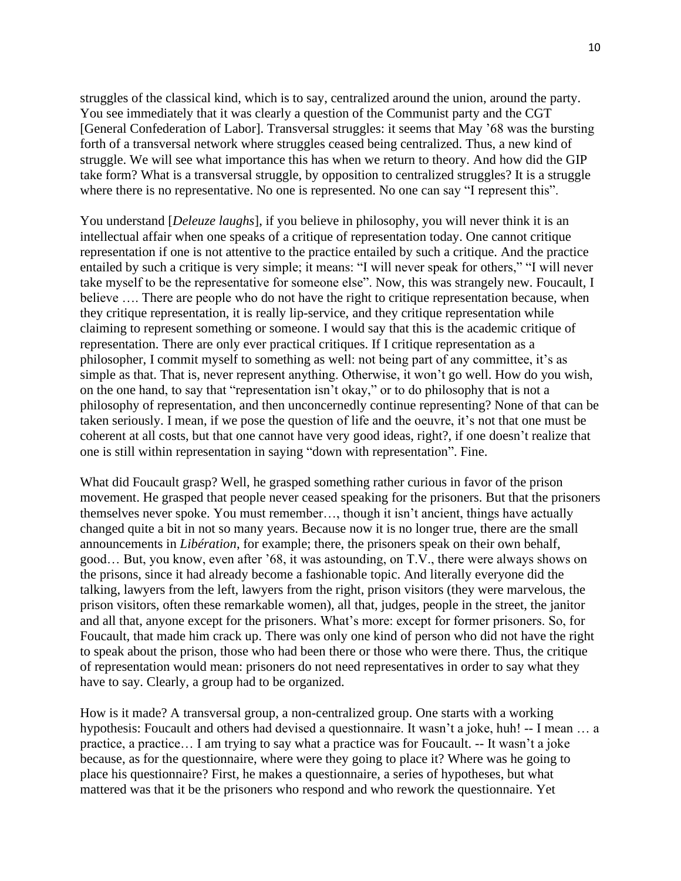struggles of the classical kind, which is to say, centralized around the union, around the party. You see immediately that it was clearly a question of the Communist party and the CGT [General Confederation of Labor]. Transversal struggles: it seems that May '68 was the bursting forth of a transversal network where struggles ceased being centralized. Thus, a new kind of struggle. We will see what importance this has when we return to theory. And how did the GIP take form? What is a transversal struggle, by opposition to centralized struggles? It is a struggle where there is no representative. No one is represented. No one can say "I represent this".

You understand [*Deleuze laughs*], if you believe in philosophy, you will never think it is an intellectual affair when one speaks of a critique of representation today. One cannot critique representation if one is not attentive to the practice entailed by such a critique. And the practice entailed by such a critique is very simple; it means: "I will never speak for others," "I will never take myself to be the representative for someone else". Now, this was strangely new. Foucault, I believe …. There are people who do not have the right to critique representation because, when they critique representation, it is really lip-service, and they critique representation while claiming to represent something or someone. I would say that this is the academic critique of representation. There are only ever practical critiques. If I critique representation as a philosopher, I commit myself to something as well: not being part of any committee, it's as simple as that. That is, never represent anything. Otherwise, it won't go well. How do you wish, on the one hand, to say that "representation isn't okay," or to do philosophy that is not a philosophy of representation, and then unconcernedly continue representing? None of that can be taken seriously. I mean, if we pose the question of life and the oeuvre, it's not that one must be coherent at all costs, but that one cannot have very good ideas, right?, if one doesn't realize that one is still within representation in saying "down with representation". Fine.

What did Foucault grasp? Well, he grasped something rather curious in favor of the prison movement. He grasped that people never ceased speaking for the prisoners. But that the prisoners themselves never spoke. You must remember…, though it isn't ancient, things have actually changed quite a bit in not so many years. Because now it is no longer true, there are the small announcements in *Libération*, for example; there, the prisoners speak on their own behalf, good… But, you know, even after '68, it was astounding, on T.V., there were always shows on the prisons, since it had already become a fashionable topic. And literally everyone did the talking, lawyers from the left, lawyers from the right, prison visitors (they were marvelous, the prison visitors, often these remarkable women), all that, judges, people in the street, the janitor and all that, anyone except for the prisoners. What's more: except for former prisoners. So, for Foucault, that made him crack up. There was only one kind of person who did not have the right to speak about the prison, those who had been there or those who were there. Thus, the critique of representation would mean: prisoners do not need representatives in order to say what they have to say. Clearly, a group had to be organized.

How is it made? A transversal group, a non-centralized group. One starts with a working hypothesis: Foucault and others had devised a questionnaire. It wasn't a joke, huh! -- I mean … a practice, a practice… I am trying to say what a practice was for Foucault. -- It wasn't a joke because, as for the questionnaire, where were they going to place it? Where was he going to place his questionnaire? First, he makes a questionnaire, a series of hypotheses, but what mattered was that it be the prisoners who respond and who rework the questionnaire. Yet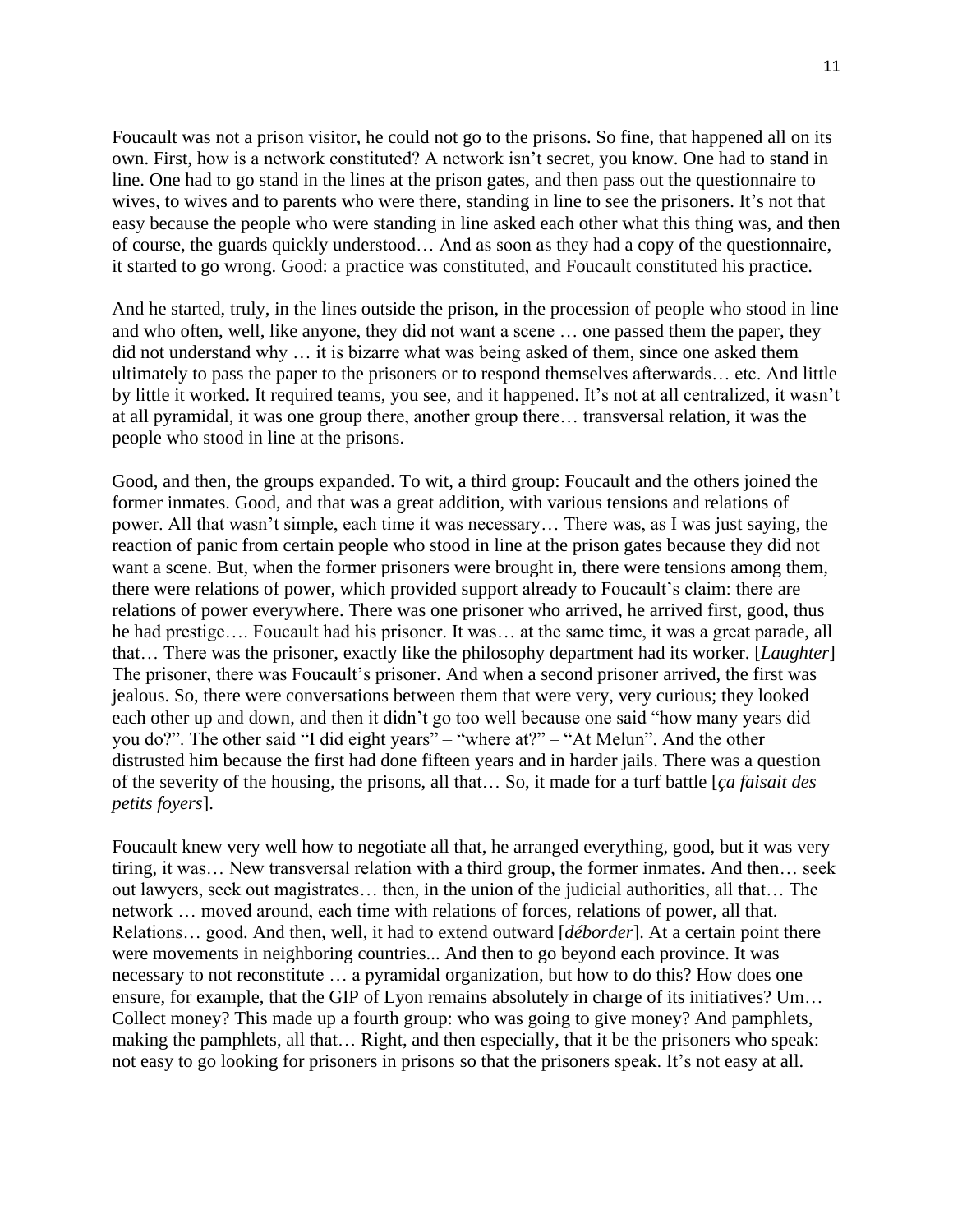Foucault was not a prison visitor, he could not go to the prisons. So fine, that happened all on its own. First, how is a network constituted? A network isn't secret, you know. One had to stand in line. One had to go stand in the lines at the prison gates, and then pass out the questionnaire to wives, to wives and to parents who were there, standing in line to see the prisoners. It's not that easy because the people who were standing in line asked each other what this thing was, and then of course, the guards quickly understood… And as soon as they had a copy of the questionnaire, it started to go wrong. Good: a practice was constituted, and Foucault constituted his practice.

And he started, truly, in the lines outside the prison, in the procession of people who stood in line and who often, well, like anyone, they did not want a scene … one passed them the paper, they did not understand why … it is bizarre what was being asked of them, since one asked them ultimately to pass the paper to the prisoners or to respond themselves afterwards… etc. And little by little it worked. It required teams, you see, and it happened. It's not at all centralized, it wasn't at all pyramidal, it was one group there, another group there… transversal relation, it was the people who stood in line at the prisons.

Good, and then, the groups expanded. To wit, a third group: Foucault and the others joined the former inmates. Good, and that was a great addition, with various tensions and relations of power. All that wasn't simple, each time it was necessary… There was, as I was just saying, the reaction of panic from certain people who stood in line at the prison gates because they did not want a scene. But, when the former prisoners were brought in, there were tensions among them, there were relations of power, which provided support already to Foucault's claim: there are relations of power everywhere. There was one prisoner who arrived, he arrived first, good, thus he had prestige…. Foucault had his prisoner. It was… at the same time, it was a great parade, all that… There was the prisoner, exactly like the philosophy department had its worker. [*Laughter*] The prisoner, there was Foucault's prisoner. And when a second prisoner arrived, the first was jealous. So, there were conversations between them that were very, very curious; they looked each other up and down, and then it didn't go too well because one said "how many years did you do?". The other said "I did eight years" – "where at?" – "At Melun". And the other distrusted him because the first had done fifteen years and in harder jails. There was a question of the severity of the housing, the prisons, all that… So, it made for a turf battle [*ça faisait des petits foyers*].

Foucault knew very well how to negotiate all that, he arranged everything, good, but it was very tiring, it was… New transversal relation with a third group, the former inmates. And then… seek out lawyers, seek out magistrates… then, in the union of the judicial authorities, all that… The network … moved around, each time with relations of forces, relations of power, all that. Relations… good. And then, well, it had to extend outward [*déborder*]. At a certain point there were movements in neighboring countries... And then to go beyond each province. It was necessary to not reconstitute … a pyramidal organization, but how to do this? How does one ensure, for example, that the GIP of Lyon remains absolutely in charge of its initiatives? Um… Collect money? This made up a fourth group: who was going to give money? And pamphlets, making the pamphlets, all that… Right, and then especially, that it be the prisoners who speak: not easy to go looking for prisoners in prisons so that the prisoners speak. It's not easy at all.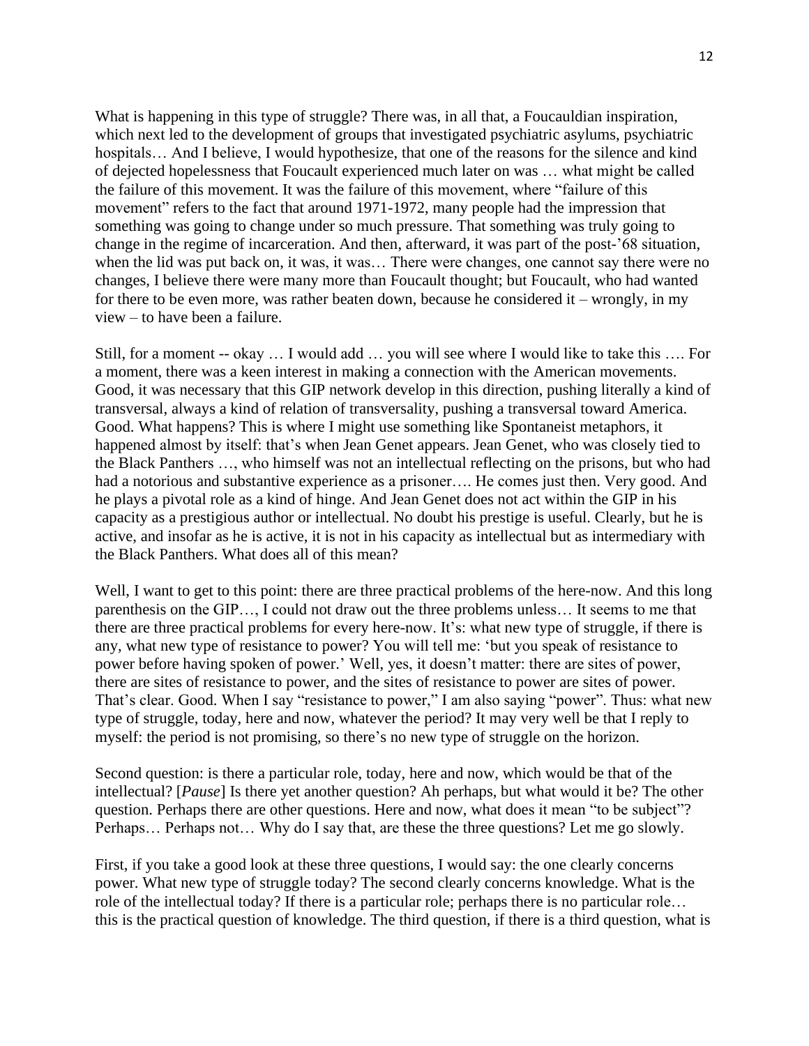What is happening in this type of struggle? There was, in all that, a Foucauldian inspiration, which next led to the development of groups that investigated psychiatric asylums, psychiatric hospitals… And I believe, I would hypothesize, that one of the reasons for the silence and kind of dejected hopelessness that Foucault experienced much later on was … what might be called the failure of this movement. It was the failure of this movement, where "failure of this movement" refers to the fact that around 1971-1972, many people had the impression that something was going to change under so much pressure. That something was truly going to change in the regime of incarceration. And then, afterward, it was part of the post-'68 situation, when the lid was put back on, it was, it was… There were changes, one cannot say there were no changes, I believe there were many more than Foucault thought; but Foucault, who had wanted for there to be even more, was rather beaten down, because he considered it – wrongly, in my view – to have been a failure.

Still, for a moment -- okay … I would add … you will see where I would like to take this …. For a moment, there was a keen interest in making a connection with the American movements. Good, it was necessary that this GIP network develop in this direction, pushing literally a kind of transversal, always a kind of relation of transversality, pushing a transversal toward America. Good. What happens? This is where I might use something like Spontaneist metaphors, it happened almost by itself: that's when Jean Genet appears. Jean Genet, who was closely tied to the Black Panthers …, who himself was not an intellectual reflecting on the prisons, but who had had a notorious and substantive experience as a prisoner…. He comes just then. Very good. And he plays a pivotal role as a kind of hinge. And Jean Genet does not act within the GIP in his capacity as a prestigious author or intellectual. No doubt his prestige is useful. Clearly, but he is active, and insofar as he is active, it is not in his capacity as intellectual but as intermediary with the Black Panthers. What does all of this mean?

Well, I want to get to this point: there are three practical problems of the here-now. And this long parenthesis on the GIP…, I could not draw out the three problems unless… It seems to me that there are three practical problems for every here-now. It's: what new type of struggle, if there is any, what new type of resistance to power? You will tell me: 'but you speak of resistance to power before having spoken of power.' Well, yes, it doesn't matter: there are sites of power, there are sites of resistance to power, and the sites of resistance to power are sites of power. That's clear. Good. When I say "resistance to power," I am also saying "power". Thus: what new type of struggle, today, here and now, whatever the period? It may very well be that I reply to myself: the period is not promising, so there's no new type of struggle on the horizon.

Second question: is there a particular role, today, here and now, which would be that of the intellectual? [*Pause*] Is there yet another question? Ah perhaps, but what would it be? The other question. Perhaps there are other questions. Here and now, what does it mean "to be subject"? Perhaps… Perhaps not… Why do I say that, are these the three questions? Let me go slowly.

First, if you take a good look at these three questions, I would say: the one clearly concerns power. What new type of struggle today? The second clearly concerns knowledge. What is the role of the intellectual today? If there is a particular role; perhaps there is no particular role… this is the practical question of knowledge. The third question, if there is a third question, what is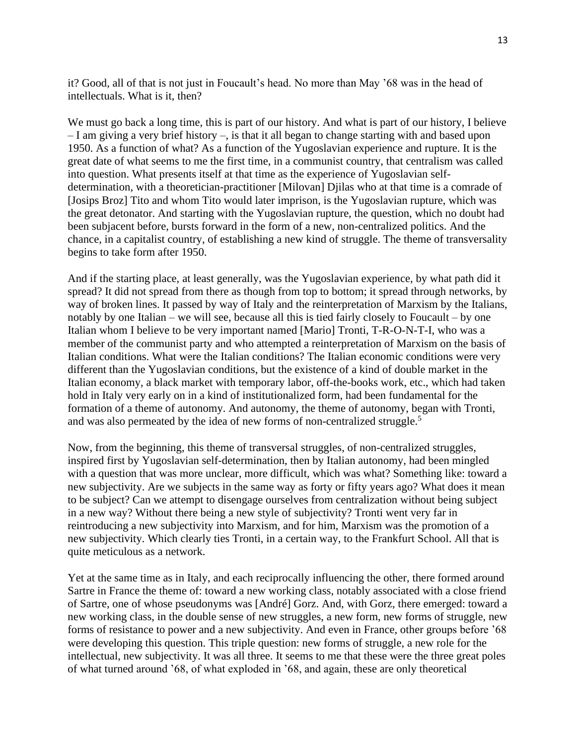it? Good, all of that is not just in Foucault's head. No more than May '68 was in the head of intellectuals. What is it, then?

We must go back a long time, this is part of our history. And what is part of our history, I believe – I am giving a very brief history –, is that it all began to change starting with and based upon 1950. As a function of what? As a function of the Yugoslavian experience and rupture. It is the great date of what seems to me the first time, in a communist country, that centralism was called into question. What presents itself at that time as the experience of Yugoslavian self-determination, with a theoretician-practitioner [Milovan] Djilas who at that time is a comrade of [Josips Broz] Tito and whom Tito would later imprison, is the Yugoslavian rupture, which was the great detonator. And starting with the Yugoslavian rupture, the question, which no doubt had been subjacent before, bursts forward in the form of a new, non-centralized politics. And the chance, in a capitalist country, of establishing a new kind of struggle. The theme of transversality begins to take form after 1950.

And if the starting place, at least generally, was the Yugoslavian experience, by what path did it spread? It did not spread from there as though from top to bottom; it spread through networks, by way of broken lines. It passed by way of Italy and the reinterpretation of Marxism by the Italians, notably by one Italian – we will see, because all this is tied fairly closely to Foucault – by one Italian whom I believe to be very important named [Mario] Tronti, T-R-O-N-T-I, who was a member of the communist party and who attempted a reinterpretation of Marxism on the basis of Italian conditions. What were the Italian conditions? The Italian economic conditions were very different than the Yugoslavian conditions, but the existence of a kind of double market in the Italian economy, a black market with temporary labor, off-the-books work, etc., which had taken hold in Italy very early on in a kind of institutionalized form, had been fundamental for the formation of a theme of autonomy. And autonomy, the theme of autonomy, began with Tronti, and was also permeated by the idea of new forms of non-centralized struggle.[5]

Now, from the beginning, this theme of transversal struggles, of non-centralized struggles, inspired first by Yugoslavian self-determination, then by Italian autonomy, had been mingled with a question that was more unclear, more difficult, which was what? Something like: toward a new subjectivity. Are we subjects in the same way as forty or fifty years ago? What does it mean to be subject? Can we attempt to disengage ourselves from centralization without being subject in a new way? Without there being a new style of subjectivity? Tronti went very far in reintroducing a new subjectivity into Marxism, and for him, Marxism was the promotion of a new subjectivity. Which clearly ties Tronti, in a certain way, to the Frankfurt School. All that is quite meticulous as a network.

Yet at the same time as in Italy, and each reciprocally influencing the other, there formed around Sartre in France the theme of: toward a new working class, notably associated with a close friend of Sartre, one of whose pseudonyms was [André] Gorz. And, with Gorz, there emerged: toward a new working class, in the double sense of new struggles, a new form, new forms of struggle, new forms of resistance to power and a new subjectivity. And even in France, other groups before '68 were developing this question. This triple question: new forms of struggle, a new role for the intellectual, new subjectivity. It was all three. It seems to me that these were the three great poles of what turned around '68, of what exploded in '68, and again, these are only theoretical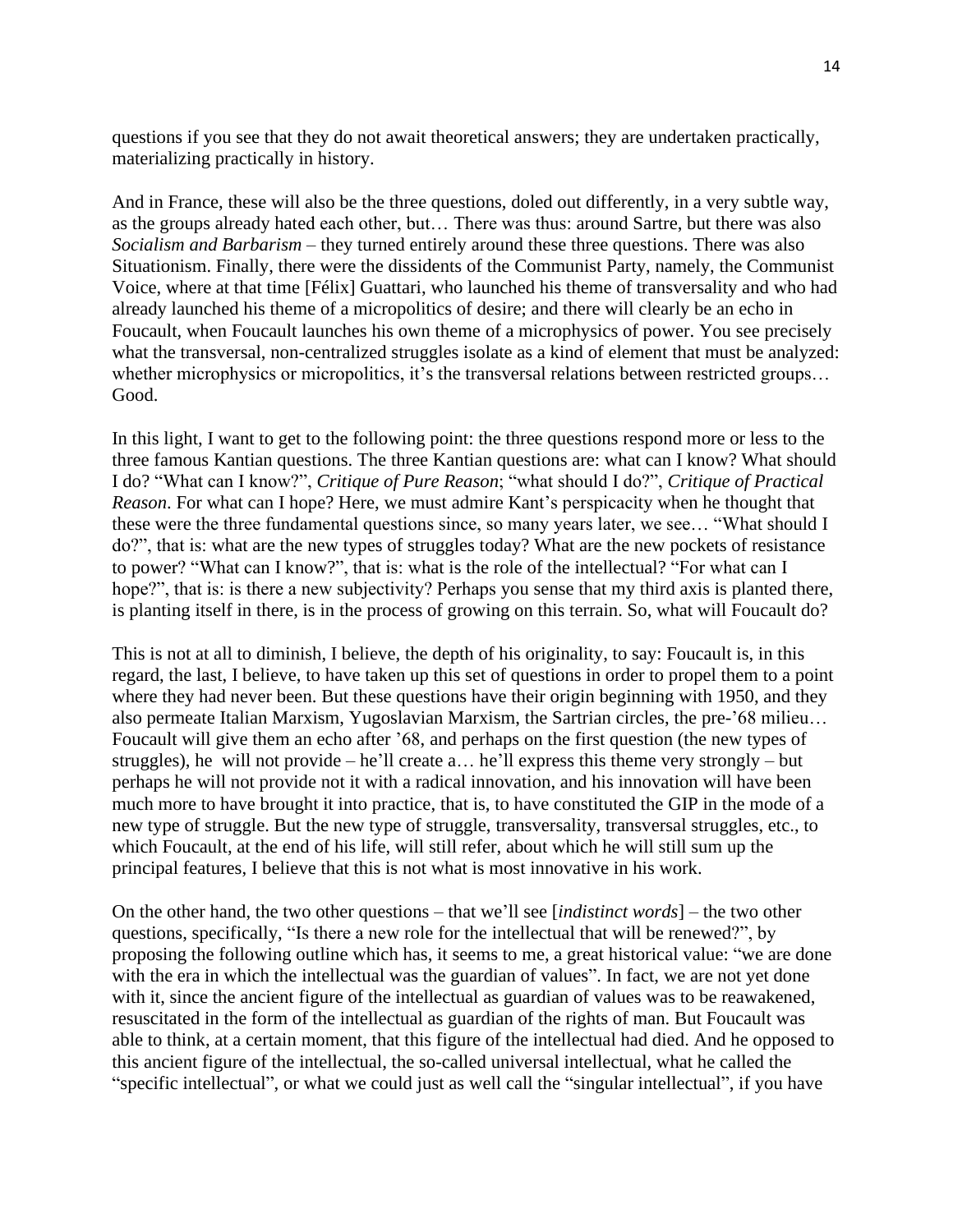questions if you see that they do not await theoretical answers; they are undertaken practically, materializing practically in history.

And in France, these will also be the three questions, doled out differently, in a very subtle way, as the groups already hated each other, but… There was thus: around Sartre, but there was also *Socialism and Barbarism* – they turned entirely around these three questions. There was also Situationism. Finally, there were the dissidents of the Communist Party, namely, the Communist Voice, where at that time [Félix] Guattari, who launched his theme of transversality and who had already launched his theme of a micropolitics of desire; and there will clearly be an echo in Foucault, when Foucault launches his own theme of a microphysics of power. You see precisely what the transversal, non-centralized struggles isolate as a kind of element that must be analyzed: whether microphysics or micropolitics, it's the transversal relations between restricted groups… Good.

In this light, I want to get to the following point: the three questions respond more or less to the three famous Kantian questions. The three Kantian questions are: what can I know? What should I do? "What can I know?", *Critique of Pure Reason*; "what should I do?", *Critique of Practical Reason*. For what can I hope? Here, we must admire Kant's perspicacity when he thought that these were the three fundamental questions since, so many years later, we see… "What should I do?", that is: what are the new types of struggles today? What are the new pockets of resistance to power? "What can I know?", that is: what is the role of the intellectual? "For what can I hope?", that is: is there a new subjectivity? Perhaps you sense that my third axis is planted there, is planting itself in there, is in the process of growing on this terrain. So, what will Foucault do?

This is not at all to diminish, I believe, the depth of his originality, to say: Foucault is, in this regard, the last, I believe, to have taken up this set of questions in order to propel them to a point where they had never been. But these questions have their origin beginning with 1950, and they also permeate Italian Marxism, Yugoslavian Marxism, the Sartrian circles, the pre-'68 milieu… Foucault will give them an echo after '68, and perhaps on the first question (the new types of struggles), he will not provide – he'll create a… he'll express this theme very strongly – but perhaps he will not provide not it with a radical innovation, and his innovation will have been much more to have brought it into practice, that is, to have constituted the GIP in the mode of a new type of struggle. But the new type of struggle, transversality, transversal struggles, etc., to which Foucault, at the end of his life, will still refer, about which he will still sum up the principal features, I believe that this is not what is most innovative in his work.

On the other hand, the two other questions – that we'll see [*indistinct words*] – the two other questions, specifically, "Is there a new role for the intellectual that will be renewed?", by proposing the following outline which has, it seems to me, a great historical value: "we are done with the era in which the intellectual was the guardian of values". In fact, we are not yet done with it, since the ancient figure of the intellectual as guardian of values was to be reawakened, resuscitated in the form of the intellectual as guardian of the rights of man. But Foucault was able to think, at a certain moment, that this figure of the intellectual had died. And he opposed to this ancient figure of the intellectual, the so-called universal intellectual, what he called the "specific intellectual", or what we could just as well call the "singular intellectual", if you have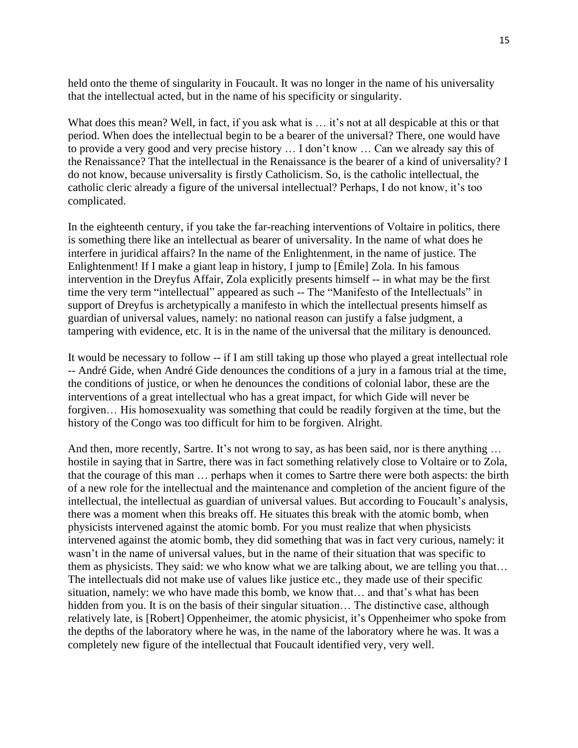held onto the theme of singularity in Foucault. It was no longer in the name of his universality that the intellectual acted, but in the name of his specificity or singularity.

What does this mean? Well, in fact, if you ask what is … it's not at all despicable at this or that period. When does the intellectual begin to be a bearer of the universal? There, one would have to provide a very good and very precise history … I don't know … Can we already say this of the Renaissance? That the intellectual in the Renaissance is the bearer of a kind of universality? I do not know, because universality is firstly Catholicism. So, is the catholic intellectual, the catholic cleric already a figure of the universal intellectual? Perhaps, I do not know, it's too complicated.

In the eighteenth century, if you take the far-reaching interventions of Voltaire in politics, there is something there like an intellectual as bearer of universality. In the name of what does he interfere in juridical affairs? In the name of the Enlightenment, in the name of justice. The Enlightenment! If I make a giant leap in history, I jump to [Émile] Zola. In his famous intervention in the Dreyfus Affair, Zola explicitly presents himself -- in what may be the first time the very term "intellectual" appeared as such -- The "Manifesto of the Intellectuals" in support of Dreyfus is archetypically a manifesto in which the intellectual presents himself as guardian of universal values, namely: no national reason can justify a false judgment, a tampering with evidence, etc. It is in the name of the universal that the military is denounced.

It would be necessary to follow -- if I am still taking up those who played a great intellectual role -- André Gide, when André Gide denounces the conditions of a jury in a famous trial at the time, the conditions of justice, or when he denounces the conditions of colonial labor, these are the interventions of a great intellectual who has a great impact, for which Gide will never be forgiven… His homosexuality was something that could be readily forgiven at the time, but the history of the Congo was too difficult for him to be forgiven. Alright.

And then, more recently, Sartre. It's not wrong to say, as has been said, nor is there anything … hostile in saying that in Sartre, there was in fact something relatively close to Voltaire or to Zola, that the courage of this man … perhaps when it comes to Sartre there were both aspects: the birth of a new role for the intellectual and the maintenance and completion of the ancient figure of the intellectual, the intellectual as guardian of universal values. But according to Foucault's analysis, there was a moment when this breaks off. He situates this break with the atomic bomb, when physicists intervened against the atomic bomb. For you must realize that when physicists intervened against the atomic bomb, they did something that was in fact very curious, namely: it wasn't in the name of universal values, but in the name of their situation that was specific to them as physicists. They said: we who know what we are talking about, we are telling you that… The intellectuals did not make use of values like justice etc., they made use of their specific situation, namely: we who have made this bomb, we know that… and that's what has been hidden from you. It is on the basis of their singular situation… The distinctive case, although relatively late, is [Robert] Oppenheimer, the atomic physicist, it's Oppenheimer who spoke from the depths of the laboratory where he was, in the name of the laboratory where he was. It was a completely new figure of the intellectual that Foucault identified very, very well.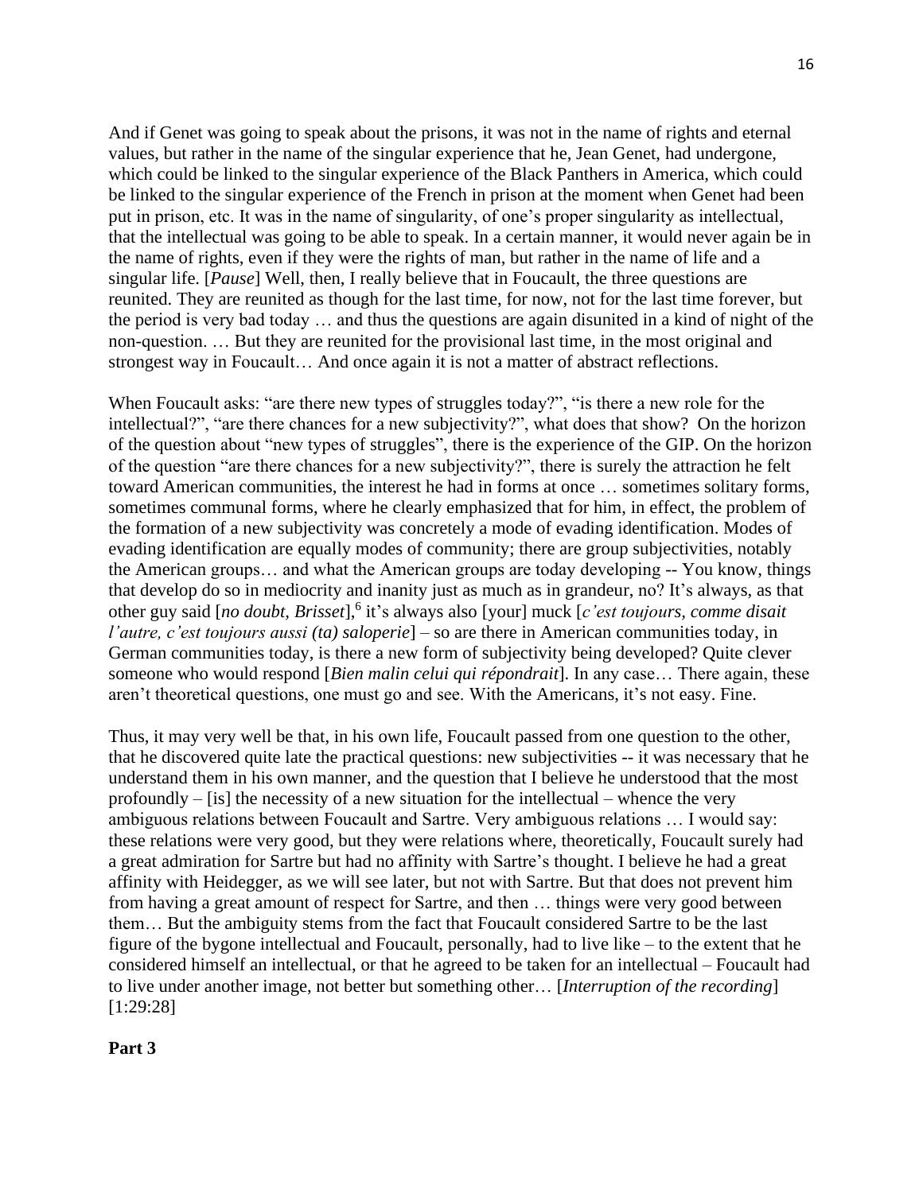And if Genet was going to speak about the prisons, it was not in the name of rights and eternal values, but rather in the name of the singular experience that he, Jean Genet, had undergone, which could be linked to the singular experience of the Black Panthers in America, which could be linked to the singular experience of the French in prison at the moment when Genet had been put in prison, etc. It was in the name of singularity, of one's proper singularity as intellectual, that the intellectual was going to be able to speak. In a certain manner, it would never again be in the name of rights, even if they were the rights of man, but rather in the name of life and a singular life. [*Pause*] Well, then, I really believe that in Foucault, the three questions are reunited. They are reunited as though for the last time, for now, not for the last time forever, but the period is very bad today … and thus the questions are again disunited in a kind of night of the non-question. … But they are reunited for the provisional last time, in the most original and strongest way in Foucault… And once again it is not a matter of abstract reflections.

When Foucault asks: "are there new types of struggles today?", "is there a new role for the intellectual?", "are there chances for a new subjectivity?", what does that show? On the horizon of the question about "new types of struggles", there is the experience of the GIP. On the horizon of the question "are there chances for a new subjectivity?", there is surely the attraction he felt toward American communities, the interest he had in forms at once … sometimes solitary forms, sometimes communal forms, where he clearly emphasized that for him, in effect, the problem of the formation of a new subjectivity was concretely a mode of evading identification. Modes of evading identification are equally modes of community; there are group subjectivities, notably the American groups… and what the American groups are today developing -- You know, things that develop do so in mediocrity and inanity just as much as in grandeur, no? It's always, as that other guy said [*no doubt, Brisset*],[6] it's always also [your] muck [*c'est toujours, comme disait l'autre, c'est toujours aussi (ta) saloperie*] – so are there in American communities today, in German communities today, is there a new form of subjectivity being developed? Quite clever someone who would respond [*Bien malin celui qui répondrait*]. In any case… There again, these aren't theoretical questions, one must go and see. With the Americans, it's not easy. Fine.

Thus, it may very well be that, in his own life, Foucault passed from one question to the other, that he discovered quite late the practical questions: new subjectivities -- it was necessary that he understand them in his own manner, and the question that I believe he understood that the most profoundly – [is] the necessity of a new situation for the intellectual – whence the very ambiguous relations between Foucault and Sartre. Very ambiguous relations … I would say: these relations were very good, but they were relations where, theoretically, Foucault surely had a great admiration for Sartre but had no affinity with Sartre's thought. I believe he had a great affinity with Heidegger, as we will see later, but not with Sartre. But that does not prevent him from having a great amount of respect for Sartre, and then … things were very good between them… But the ambiguity stems from the fact that Foucault considered Sartre to be the last figure of the bygone intellectual and Foucault, personally, had to live like – to the extent that he considered himself an intellectual, or that he agreed to be taken for an intellectual – Foucault had to live under another image, not better but something other… [*Interruption of the recording*] [1:29:28]

**Part 3**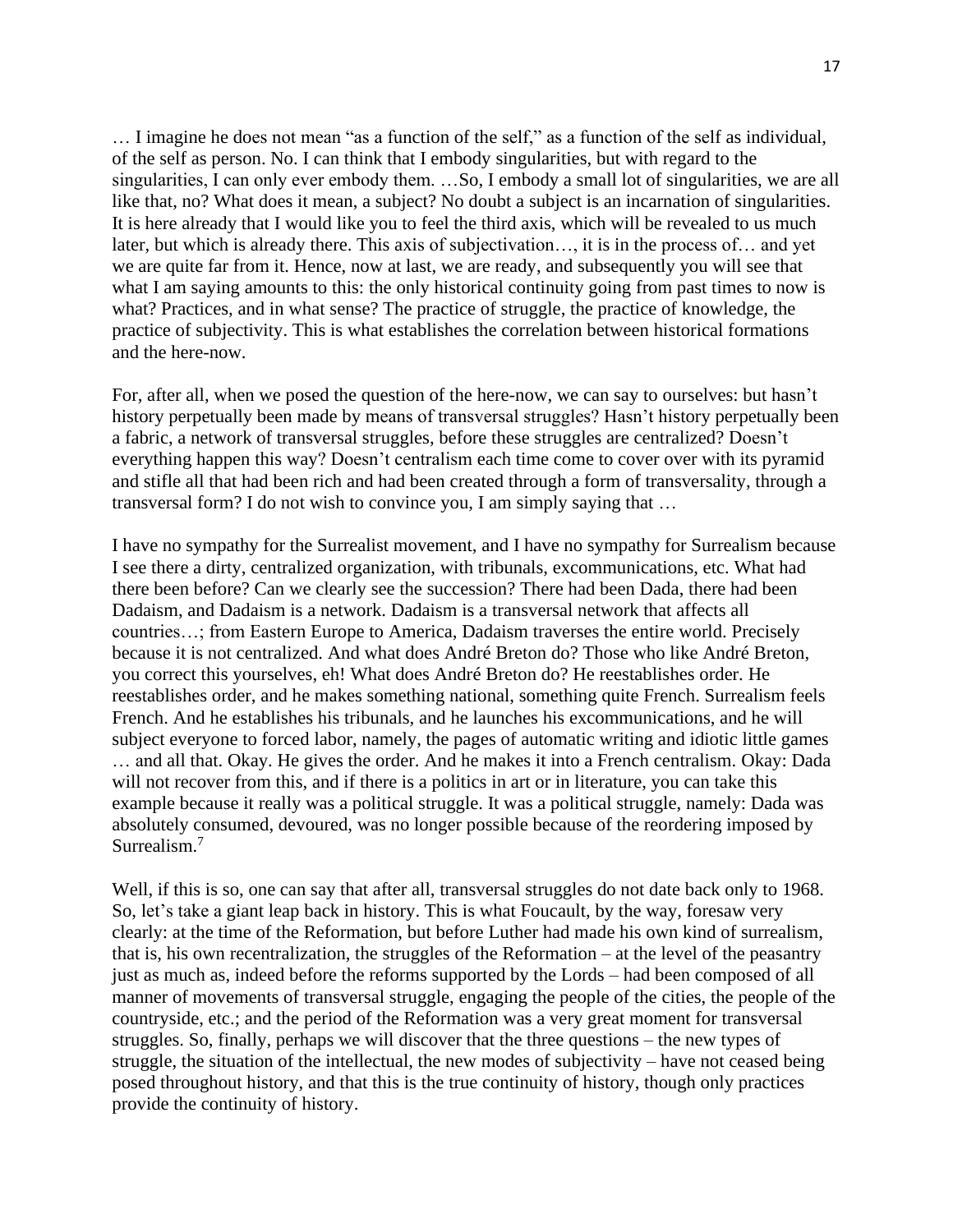… I imagine he does not mean "as a function of the self," as a function of the self as individual, of the self as person. No. I can think that I embody singularities, but with regard to the singularities, I can only ever embody them. …So, I embody a small lot of singularities, we are all like that, no? What does it mean, a subject? No doubt a subject is an incarnation of singularities. It is here already that I would like you to feel the third axis, which will be revealed to us much later, but which is already there. This axis of subjectivation…, it is in the process of… and yet we are quite far from it. Hence, now at last, we are ready, and subsequently you will see that what I am saying amounts to this: the only historical continuity going from past times to now is what? Practices, and in what sense? The practice of struggle, the practice of knowledge, the practice of subjectivity. This is what establishes the correlation between historical formations and the here-now.

For, after all, when we posed the question of the here-now, we can say to ourselves: but hasn't history perpetually been made by means of transversal struggles? Hasn't history perpetually been a fabric, a network of transversal struggles, before these struggles are centralized? Doesn't everything happen this way? Doesn't centralism each time come to cover over with its pyramid and stifle all that had been rich and had been created through a form of transversality, through a transversal form? I do not wish to convince you, I am simply saying that …

I have no sympathy for the Surrealist movement, and I have no sympathy for Surrealism because I see there a dirty, centralized organization, with tribunals, excommunications, etc. What had there been before? Can we clearly see the succession? There had been Dada, there had been Dadaism, and Dadaism is a network. Dadaism is a transversal network that affects all countries…; from Eastern Europe to America, Dadaism traverses the entire world. Precisely because it is not centralized. And what does André Breton do? Those who like André Breton, you correct this yourselves, eh! What does André Breton do? He reestablishes order. He reestablishes order, and he makes something national, something quite French. Surrealism feels French. And he establishes his tribunals, and he launches his excommunications, and he will subject everyone to forced labor, namely, the pages of automatic writing and idiotic little games … and all that. Okay. He gives the order. And he makes it into a French centralism. Okay: Dada will not recover from this, and if there is a politics in art or in literature, you can take this example because it really was a political struggle. It was a political struggle, namely: Dada was absolutely consumed, devoured, was no longer possible because of the reordering imposed by Surrealism.[7]

Well, if this is so, one can say that after all, transversal struggles do not date back only to 1968. So, let's take a giant leap back in history. This is what Foucault, by the way, foresaw very clearly: at the time of the Reformation, but before Luther had made his own kind of surrealism, that is, his own recentralization, the struggles of the Reformation – at the level of the peasantry just as much as, indeed before the reforms supported by the Lords – had been composed of all manner of movements of transversal struggle, engaging the people of the cities, the people of the countryside, etc.; and the period of the Reformation was a very great moment for transversal struggles. So, finally, perhaps we will discover that the three questions – the new types of struggle, the situation of the intellectual, the new modes of subjectivity – have not ceased being posed throughout history, and that this is the true continuity of history, though only practices provide the continuity of history.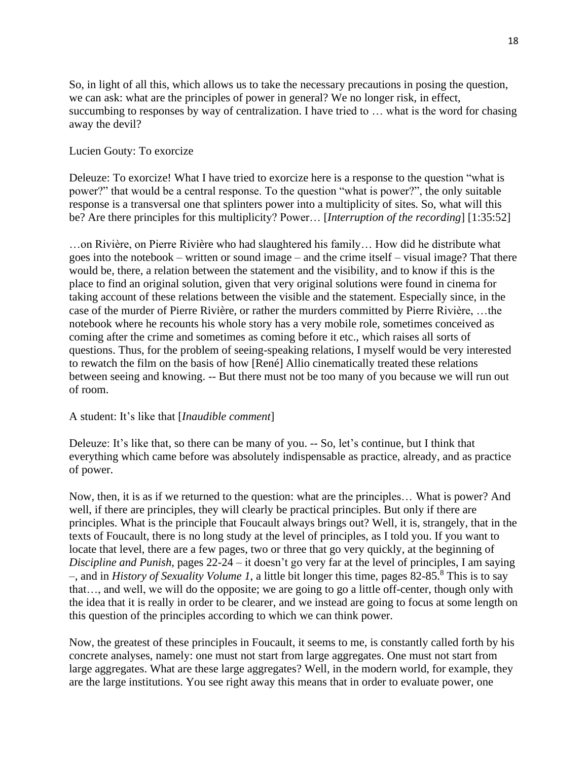So, in light of all this, which allows us to take the necessary precautions in posing the question, we can ask: what are the principles of power in general? We no longer risk, in effect, succumbing to responses by way of centralization. I have tried to … what is the word for chasing away the devil?

Lucien Gouty: To exorcize

Deleuze: To exorcize! What I have tried to exorcize here is a response to the question "what is power?" that would be a central response. To the question "what is power?", the only suitable response is a transversal one that splinters power into a multiplicity of sites. So, what will this be? Are there principles for this multiplicity? Power… [*Interruption of the recording*] [1:35:52]

…on Rivière, on Pierre Rivière who had slaughtered his family… How did he distribute what goes into the notebook – written or sound image – and the crime itself – visual image? That there would be, there, a relation between the statement and the visibility, and to know if this is the place to find an original solution, given that very original solutions were found in cinema for taking account of these relations between the visible and the statement. Especially since, in the case of the murder of Pierre Rivière, or rather the murders committed by Pierre Rivière, …the notebook where he recounts his whole story has a very mobile role, sometimes conceived as coming after the crime and sometimes as coming before it etc., which raises all sorts of questions. Thus, for the problem of seeing-speaking relations, I myself would be very interested to rewatch the film on the basis of how [René] Allio cinematically treated these relations between seeing and knowing. -- But there must not be too many of you because we will run out of room.

A student: It's like that [*Inaudible comment*]

Deleuze: It's like that, so there can be many of you. -- So, let's continue, but I think that everything which came before was absolutely indispensable as practice, already, and as practice of power.

Now, then, it is as if we returned to the question: what are the principles… What is power? And well, if there are principles, they will clearly be practical principles. But only if there are principles. What is the principle that Foucault always brings out? Well, it is, strangely, that in the texts of Foucault, there is no long study at the level of principles, as I told you. If you want to locate that level, there are a few pages, two or three that go very quickly, at the beginning of *Discipline and Punish*, pages 22-24 – it doesn't go very far at the level of principles, I am saying –, and in *History of Sexuality Volume 1*, a little bit longer this time, pages 82-85.[8] This is to say that…, and well, we will do the opposite; we are going to go a little off-center, though only with the idea that it is really in order to be clearer, and we instead are going to focus at some length on this question of the principles according to which we can think power.

Now, the greatest of these principles in Foucault, it seems to me, is constantly called forth by his concrete analyses, namely: one must not start from large aggregates. One must not start from large aggregates. What are these large aggregates? Well, in the modern world, for example, they are the large institutions. You see right away this means that in order to evaluate power, one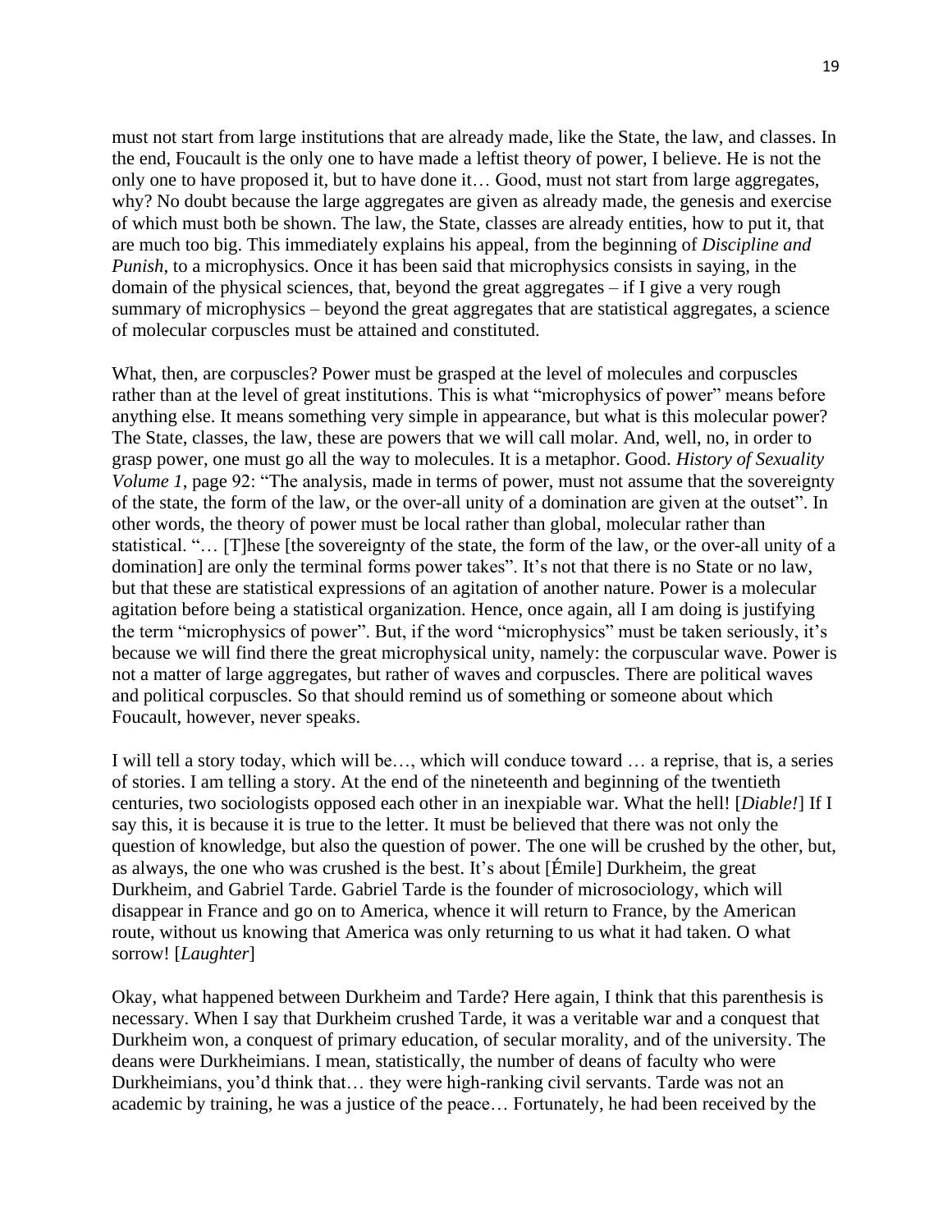must not start from large institutions that are already made, like the State, the law, and classes. In the end, Foucault is the only one to have made a leftist theory of power, I believe. He is not the only one to have proposed it, but to have done it… Good, must not start from large aggregates, why? No doubt because the large aggregates are given as already made, the genesis and exercise of which must both be shown. The law, the State, classes are already entities, how to put it, that are much too big. This immediately explains his appeal, from the beginning of *Discipline and Punish*, to a microphysics. Once it has been said that microphysics consists in saying, in the domain of the physical sciences, that, beyond the great aggregates – if I give a very rough summary of microphysics – beyond the great aggregates that are statistical aggregates, a science of molecular corpuscles must be attained and constituted.

What, then, are corpuscles? Power must be grasped at the level of molecules and corpuscles rather than at the level of great institutions. This is what "microphysics of power" means before anything else. It means something very simple in appearance, but what is this molecular power? The State, classes, the law, these are powers that we will call molar. And, well, no, in order to grasp power, one must go all the way to molecules. It is a metaphor. Good. *History of Sexuality Volume 1*, page 92: "The analysis, made in terms of power, must not assume that the sovereignty of the state, the form of the law, or the over-all unity of a domination are given at the outset". In other words, the theory of power must be local rather than global, molecular rather than statistical. "… [T]hese [the sovereignty of the state, the form of the law, or the over-all unity of a domination] are only the terminal forms power takes". It's not that there is no State or no law, but that these are statistical expressions of an agitation of another nature. Power is a molecular agitation before being a statistical organization. Hence, once again, all I am doing is justifying the term "microphysics of power". But, if the word "microphysics" must be taken seriously, it's because we will find there the great microphysical unity, namely: the corpuscular wave. Power is not a matter of large aggregates, but rather of waves and corpuscles. There are political waves and political corpuscles. So that should remind us of something or someone about which Foucault, however, never speaks.

I will tell a story today, which will be…, which will conduce toward … a reprise, that is, a series of stories. I am telling a story. At the end of the nineteenth and beginning of the twentieth centuries, two sociologists opposed each other in an inexpiable war. What the hell! [*Diable!*] If I say this, it is because it is true to the letter. It must be believed that there was not only the question of knowledge, but also the question of power. The one will be crushed by the other, but, as always, the one who was crushed is the best. It's about [Émile] Durkheim, the great Durkheim, and Gabriel Tarde. Gabriel Tarde is the founder of microsociology, which will disappear in France and go on to America, whence it will return to France, by the American route, without us knowing that America was only returning to us what it had taken. O what sorrow! [*Laughter*]

Okay, what happened between Durkheim and Tarde? Here again, I think that this parenthesis is necessary. When I say that Durkheim crushed Tarde, it was a veritable war and a conquest that Durkheim won, a conquest of primary education, of secular morality, and of the university. The deans were Durkheimians. I mean, statistically, the number of deans of faculty who were Durkheimians, you'd think that… they were high-ranking civil servants. Tarde was not an academic by training, he was a justice of the peace… Fortunately, he had been received by the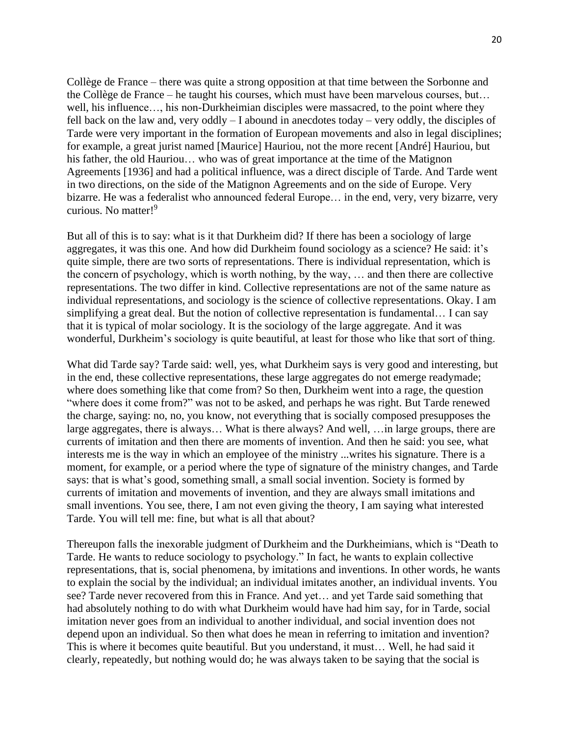Collège de France – there was quite a strong opposition at that time between the Sorbonne and the Collège de France – he taught his courses, which must have been marvelous courses, but… well, his influence…, his non-Durkheimian disciples were massacred, to the point where they fell back on the law and, very oddly – I abound in anecdotes today – very oddly, the disciples of Tarde were very important in the formation of European movements and also in legal disciplines; for example, a great jurist named [Maurice] Hauriou, not the more recent [André] Hauriou, but his father, the old Hauriou… who was of great importance at the time of the Matignon Agreements [1936] and had a political influence, was a direct disciple of Tarde. And Tarde went in two directions, on the side of the Matignon Agreements and on the side of Europe. Very bizarre. He was a federalist who announced federal Europe… in the end, very, very bizarre, very curious. No matter![9]

But all of this is to say: what is it that Durkheim did? If there has been a sociology of large aggregates, it was this one. And how did Durkheim found sociology as a science? He said: it's quite simple, there are two sorts of representations. There is individual representation, which is the concern of psychology, which is worth nothing, by the way, … and then there are collective representations. The two differ in kind. Collective representations are not of the same nature as individual representations, and sociology is the science of collective representations. Okay. I am simplifying a great deal. But the notion of collective representation is fundamental… I can say that it is typical of molar sociology. It is the sociology of the large aggregate. And it was wonderful, Durkheim's sociology is quite beautiful, at least for those who like that sort of thing.

What did Tarde say? Tarde said: well, yes, what Durkheim says is very good and interesting, but in the end, these collective representations, these large aggregates do not emerge readymade; where does something like that come from? So then, Durkheim went into a rage, the question "where does it come from?" was not to be asked, and perhaps he was right. But Tarde renewed the charge, saying: no, no, you know, not everything that is socially composed presupposes the large aggregates, there is always… What is there always? And well, …in large groups, there are currents of imitation and then there are moments of invention. And then he said: you see, what interests me is the way in which an employee of the ministry ...writes his signature. There is a moment, for example, or a period where the type of signature of the ministry changes, and Tarde says: that is what's good, something small, a small social invention. Society is formed by currents of imitation and movements of invention, and they are always small imitations and small inventions. You see, there, I am not even giving the theory, I am saying what interested Tarde. You will tell me: fine, but what is all that about?

Thereupon falls the inexorable judgment of Durkheim and the Durkheimians, which is "Death to Tarde. He wants to reduce sociology to psychology." In fact, he wants to explain collective representations, that is, social phenomena, by imitations and inventions. In other words, he wants to explain the social by the individual; an individual imitates another, an individual invents. You see? Tarde never recovered from this in France. And yet… and yet Tarde said something that had absolutely nothing to do with what Durkheim would have had him say, for in Tarde, social imitation never goes from an individual to another individual, and social invention does not depend upon an individual. So then what does he mean in referring to imitation and invention? This is where it becomes quite beautiful. But you understand, it must… Well, he had said it clearly, repeatedly, but nothing would do; he was always taken to be saying that the social is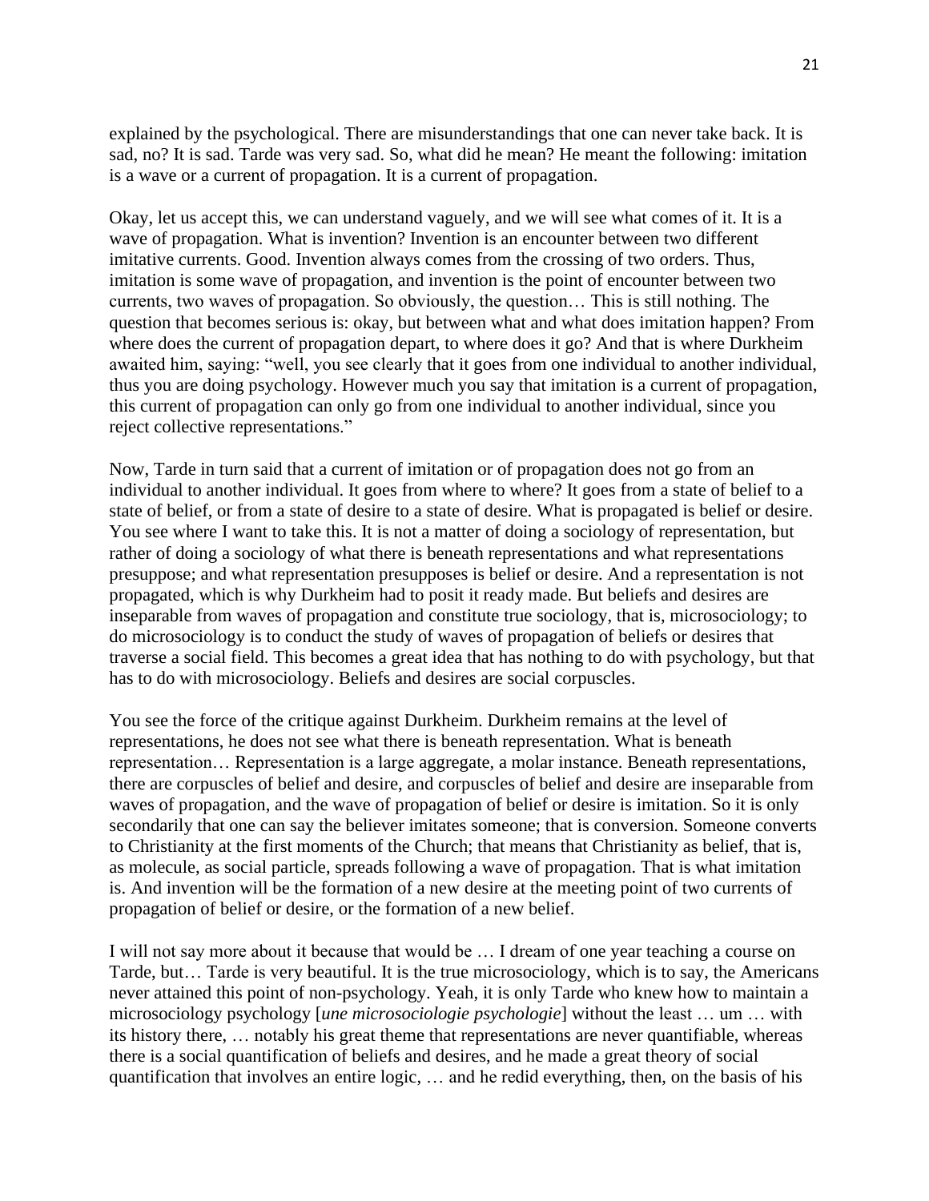explained by the psychological. There are misunderstandings that one can never take back. It is sad, no? It is sad. Tarde was very sad. So, what did he mean? He meant the following: imitation is a wave or a current of propagation. It is a current of propagation.

Okay, let us accept this, we can understand vaguely, and we will see what comes of it. It is a wave of propagation. What is invention? Invention is an encounter between two different imitative currents. Good. Invention always comes from the crossing of two orders. Thus, imitation is some wave of propagation, and invention is the point of encounter between two currents, two waves of propagation. So obviously, the question… This is still nothing. The question that becomes serious is: okay, but between what and what does imitation happen? From where does the current of propagation depart, to where does it go? And that is where Durkheim awaited him, saying: "well, you see clearly that it goes from one individual to another individual, thus you are doing psychology. However much you say that imitation is a current of propagation, this current of propagation can only go from one individual to another individual, since you reject collective representations."

Now, Tarde in turn said that a current of imitation or of propagation does not go from an individual to another individual. It goes from where to where? It goes from a state of belief to a state of belief, or from a state of desire to a state of desire. What is propagated is belief or desire. You see where I want to take this. It is not a matter of doing a sociology of representation, but rather of doing a sociology of what there is beneath representations and what representations presuppose; and what representation presupposes is belief or desire. And a representation is not propagated, which is why Durkheim had to posit it ready made. But beliefs and desires are inseparable from waves of propagation and constitute true sociology, that is, microsociology; to do microsociology is to conduct the study of waves of propagation of beliefs or desires that traverse a social field. This becomes a great idea that has nothing to do with psychology, but that has to do with microsociology. Beliefs and desires are social corpuscles.

You see the force of the critique against Durkheim. Durkheim remains at the level of representations, he does not see what there is beneath representation. What is beneath representation… Representation is a large aggregate, a molar instance. Beneath representations, there are corpuscles of belief and desire, and corpuscles of belief and desire are inseparable from waves of propagation, and the wave of propagation of belief or desire is imitation. So it is only secondarily that one can say the believer imitates someone; that is conversion. Someone converts to Christianity at the first moments of the Church; that means that Christianity as belief, that is, as molecule, as social particle, spreads following a wave of propagation. That is what imitation is. And invention will be the formation of a new desire at the meeting point of two currents of propagation of belief or desire, or the formation of a new belief.

I will not say more about it because that would be … I dream of one year teaching a course on Tarde, but… Tarde is very beautiful. It is the true microsociology, which is to say, the Americans never attained this point of non-psychology. Yeah, it is only Tarde who knew how to maintain a microsociology psychology [*une microsociologie psychologie*] without the least … um … with its history there, … notably his great theme that representations are never quantifiable, whereas there is a social quantification of beliefs and desires, and he made a great theory of social quantification that involves an entire logic, … and he redid everything, then, on the basis of his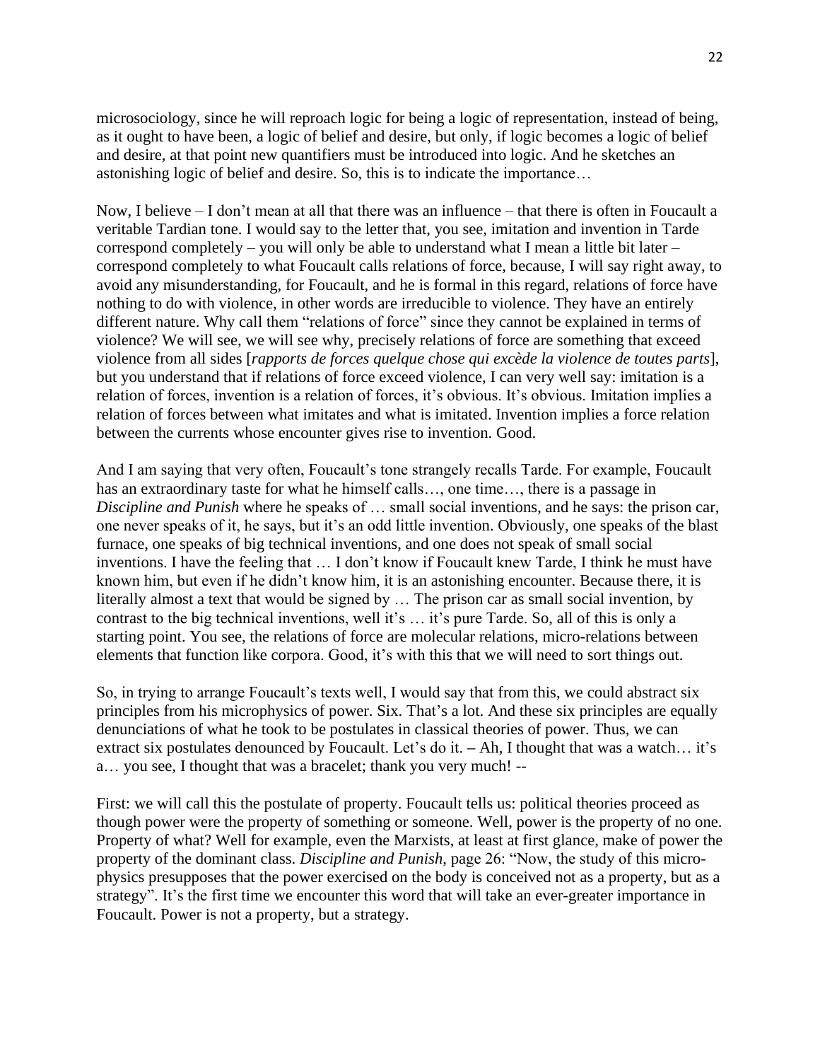microsociology, since he will reproach logic for being a logic of representation, instead of being, as it ought to have been, a logic of belief and desire, but only, if logic becomes a logic of belief and desire, at that point new quantifiers must be introduced into logic. And he sketches an astonishing logic of belief and desire. So, this is to indicate the importance…

Now, I believe – I don't mean at all that there was an influence – that there is often in Foucault a veritable Tardian tone. I would say to the letter that, you see, imitation and invention in Tarde correspond completely – you will only be able to understand what I mean a little bit later – correspond completely to what Foucault calls relations of force, because, I will say right away, to avoid any misunderstanding, for Foucault, and he is formal in this regard, relations of force have nothing to do with violence, in other words are irreducible to violence. They have an entirely different nature. Why call them "relations of force" since they cannot be explained in terms of violence? We will see, we will see why, precisely relations of force are something that exceed violence from all sides [*rapports de forces quelque chose qui excède la violence de toutes parts*], but you understand that if relations of force exceed violence, I can very well say: imitation is a relation of forces, invention is a relation of forces, it's obvious. It's obvious. Imitation implies a relation of forces between what imitates and what is imitated. Invention implies a force relation between the currents whose encounter gives rise to invention. Good.

And I am saying that very often, Foucault's tone strangely recalls Tarde. For example, Foucault has an extraordinary taste for what he himself calls…, one time…, there is a passage in *Discipline and Punish* where he speaks of … small social inventions, and he says: the prison car, one never speaks of it, he says, but it's an odd little invention. Obviously, one speaks of the blast furnace, one speaks of big technical inventions, and one does not speak of small social inventions. I have the feeling that … I don't know if Foucault knew Tarde, I think he must have known him, but even if he didn't know him, it is an astonishing encounter. Because there, it is literally almost a text that would be signed by … The prison car as small social invention, by contrast to the big technical inventions, well it's … it's pure Tarde. So, all of this is only a starting point. You see, the relations of force are molecular relations, micro-relations between elements that function like corpora. Good, it's with this that we will need to sort things out.

So, in trying to arrange Foucault's texts well, I would say that from this, we could abstract six principles from his microphysics of power. Six. That's a lot. And these six principles are equally denunciations of what he took to be postulates in classical theories of power. Thus, we can extract six postulates denounced by Foucault. Let's do it. – Ah, I thought that was a watch… it's a… you see, I thought that was a bracelet; thank you very much! --

First: we will call this the postulate of property. Foucault tells us: political theories proceed as though power were the property of something or someone. Well, power is the property of no one. Property of what? Well for example, even the Marxists, at least at first glance, make of power the property of the dominant class. *Discipline and Punish*, page 26: "Now, the study of this micro-physics presupposes that the power exercised on the body is conceived not as a property, but as a strategy". It's the first time we encounter this word that will take an ever-greater importance in Foucault. Power is not a property, but a strategy.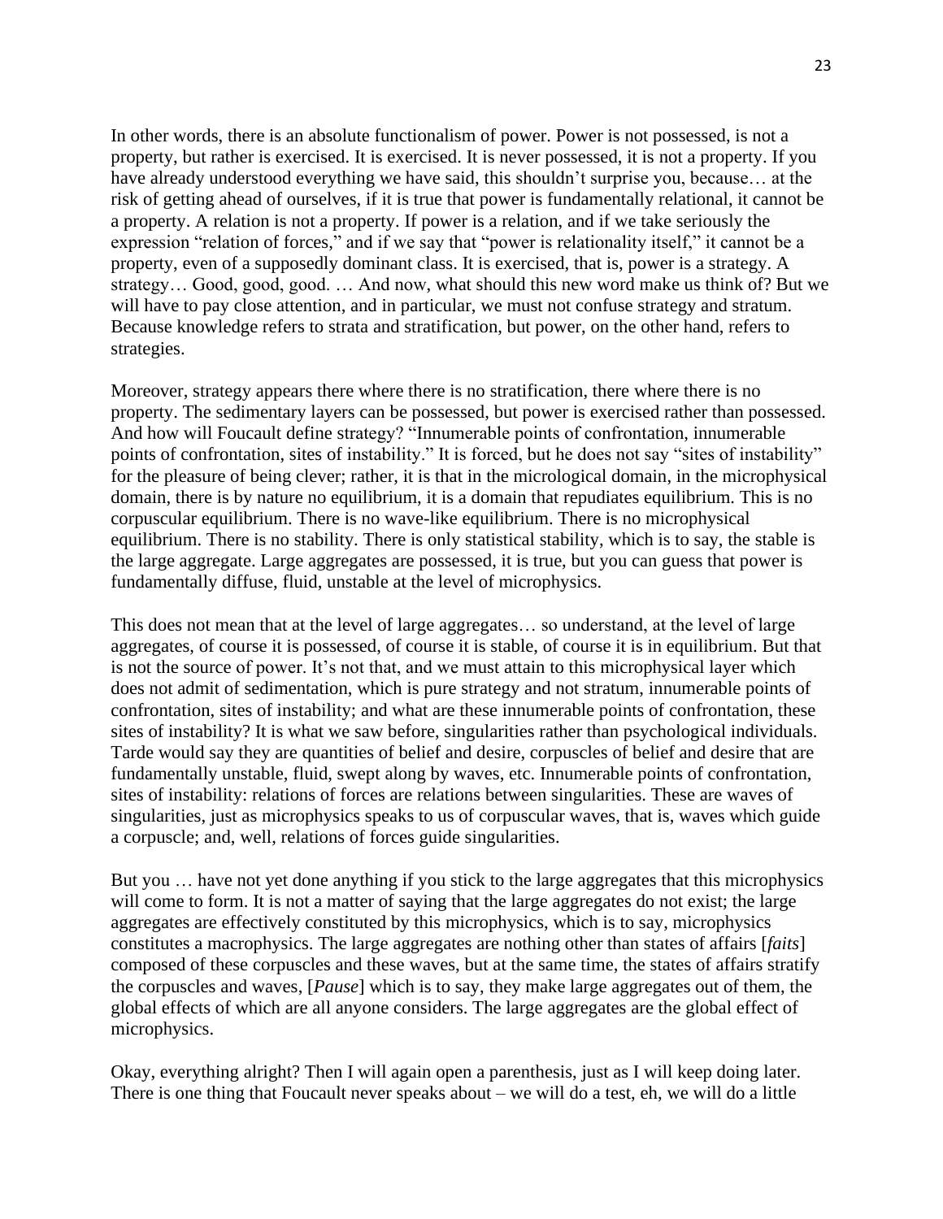In other words, there is an absolute functionalism of power. Power is not possessed, is not a property, but rather is exercised. It is exercised. It is never possessed, it is not a property. If you have already understood everything we have said, this shouldn't surprise you, because… at the risk of getting ahead of ourselves, if it is true that power is fundamentally relational, it cannot be a property. A relation is not a property. If power is a relation, and if we take seriously the expression "relation of forces," and if we say that "power is relationality itself," it cannot be a property, even of a supposedly dominant class. It is exercised, that is, power is a strategy. A strategy… Good, good, good. … And now, what should this new word make us think of? But we will have to pay close attention, and in particular, we must not confuse strategy and stratum. Because knowledge refers to strata and stratification, but power, on the other hand, refers to strategies.

Moreover, strategy appears there where there is no stratification, there where there is no property. The sedimentary layers can be possessed, but power is exercised rather than possessed. And how will Foucault define strategy? "Innumerable points of confrontation, innumerable points of confrontation, sites of instability." It is forced, but he does not say "sites of instability" for the pleasure of being clever; rather, it is that in the micrological domain, in the microphysical domain, there is by nature no equilibrium, it is a domain that repudiates equilibrium. This is no corpuscular equilibrium. There is no wave-like equilibrium. There is no microphysical equilibrium. There is no stability. There is only statistical stability, which is to say, the stable is the large aggregate. Large aggregates are possessed, it is true, but you can guess that power is fundamentally diffuse, fluid, unstable at the level of microphysics.

This does not mean that at the level of large aggregates… so understand, at the level of large aggregates, of course it is possessed, of course it is stable, of course it is in equilibrium. But that is not the source of power. It's not that, and we must attain to this microphysical layer which does not admit of sedimentation, which is pure strategy and not stratum, innumerable points of confrontation, sites of instability; and what are these innumerable points of confrontation, these sites of instability? It is what we saw before, singularities rather than psychological individuals. Tarde would say they are quantities of belief and desire, corpuscles of belief and desire that are fundamentally unstable, fluid, swept along by waves, etc. Innumerable points of confrontation, sites of instability: relations of forces are relations between singularities. These are waves of singularities, just as microphysics speaks to us of corpuscular waves, that is, waves which guide a corpuscle; and, well, relations of forces guide singularities.

But you … have not yet done anything if you stick to the large aggregates that this microphysics will come to form. It is not a matter of saying that the large aggregates do not exist; the large aggregates are effectively constituted by this microphysics, which is to say, microphysics constitutes a macrophysics. The large aggregates are nothing other than states of affairs [*faits*] composed of these corpuscles and these waves, but at the same time, the states of affairs stratify the corpuscles and waves, [*Pause*] which is to say, they make large aggregates out of them, the global effects of which are all anyone considers. The large aggregates are the global effect of microphysics.

Okay, everything alright? Then I will again open a parenthesis, just as I will keep doing later. There is one thing that Foucault never speaks about – we will do a test, eh, we will do a little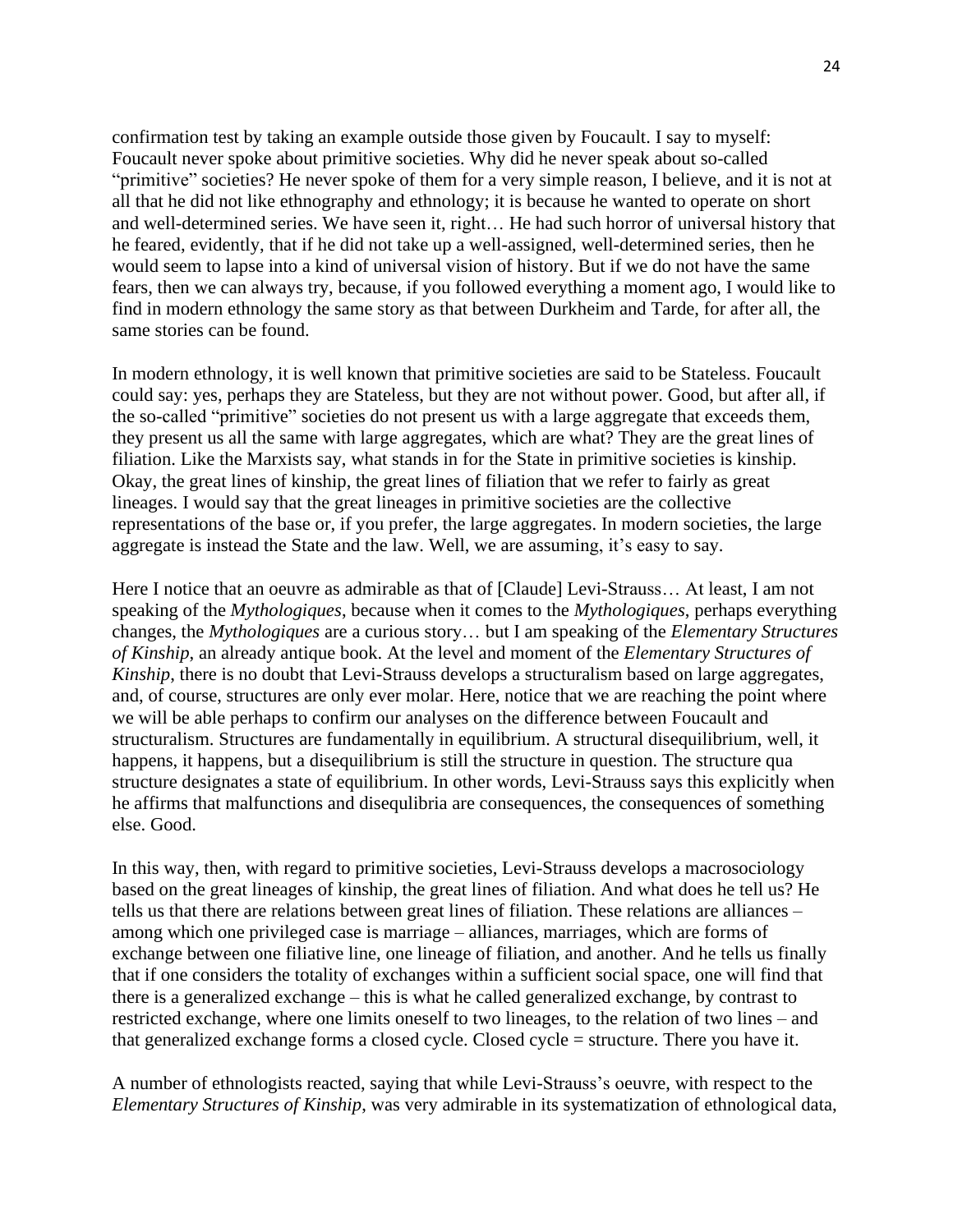confirmation test by taking an example outside those given by Foucault. I say to myself: Foucault never spoke about primitive societies. Why did he never speak about so-called "primitive" societies? He never spoke of them for a very simple reason, I believe, and it is not at all that he did not like ethnography and ethnology; it is because he wanted to operate on short and well-determined series. We have seen it, right… He had such horror of universal history that he feared, evidently, that if he did not take up a well-assigned, well-determined series, then he would seem to lapse into a kind of universal vision of history. But if we do not have the same fears, then we can always try, because, if you followed everything a moment ago, I would like to find in modern ethnology the same story as that between Durkheim and Tarde, for after all, the same stories can be found.

In modern ethnology, it is well known that primitive societies are said to be Stateless. Foucault could say: yes, perhaps they are Stateless, but they are not without power. Good, but after all, if the so-called "primitive" societies do not present us with a large aggregate that exceeds them, they present us all the same with large aggregates, which are what? They are the great lines of filiation. Like the Marxists say, what stands in for the State in primitive societies is kinship. Okay, the great lines of kinship, the great lines of filiation that we refer to fairly as great lineages. I would say that the great lineages in primitive societies are the collective representations of the base or, if you prefer, the large aggregates. In modern societies, the large aggregate is instead the State and the law. Well, we are assuming, it's easy to say.

Here I notice that an oeuvre as admirable as that of [Claude] Levi-Strauss… At least, I am not speaking of the *Mythologiques*, because when it comes to the *Mythologiques*, perhaps everything changes, the *Mythologiques* are a curious story… but I am speaking of the *Elementary Structures of Kinship*, an already antique book. At the level and moment of the *Elementary Structures of Kinship*, there is no doubt that Levi-Strauss develops a structuralism based on large aggregates, and, of course, structures are only ever molar. Here, notice that we are reaching the point where we will be able perhaps to confirm our analyses on the difference between Foucault and structuralism. Structures are fundamentally in equilibrium. A structural disequilibrium, well, it happens, it happens, but a disequilibrium is still the structure in question. The structure qua structure designates a state of equilibrium. In other words, Levi-Strauss says this explicitly when he affirms that malfunctions and disequlibria are consequences, the consequences of something else. Good.

In this way, then, with regard to primitive societies, Levi-Strauss develops a macrosociology based on the great lineages of kinship, the great lines of filiation. And what does he tell us? He tells us that there are relations between great lines of filiation. These relations are alliances – among which one privileged case is marriage – alliances, marriages, which are forms of exchange between one filiative line, one lineage of filiation, and another. And he tells us finally that if one considers the totality of exchanges within a sufficient social space, one will find that there is a generalized exchange – this is what he called generalized exchange, by contrast to restricted exchange, where one limits oneself to two lineages, to the relation of two lines – and that generalized exchange forms a closed cycle. Closed cycle = structure. There you have it.

A number of ethnologists reacted, saying that while Levi-Strauss's oeuvre, with respect to the *Elementary Structures of Kinship*, was very admirable in its systematization of ethnological data,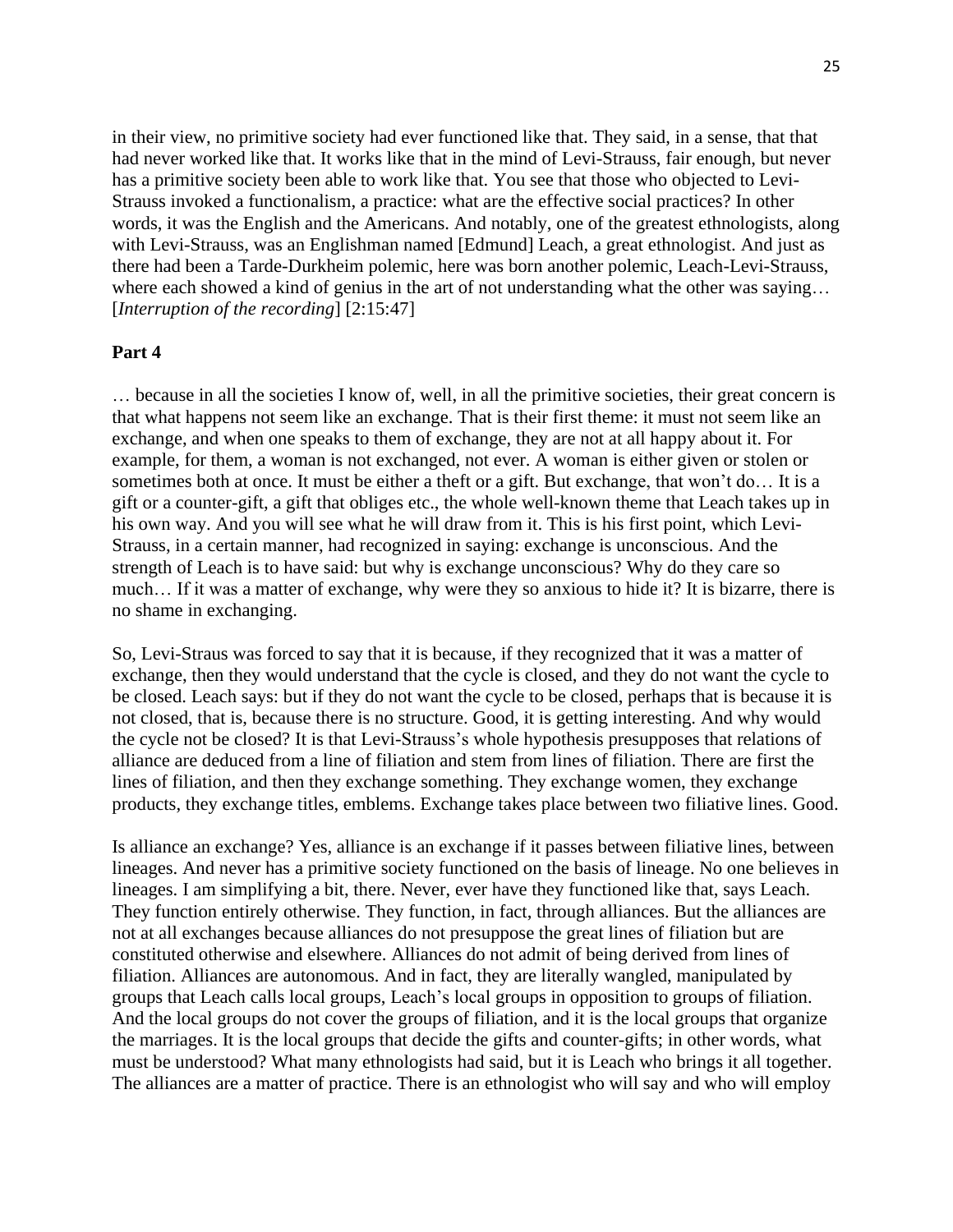in their view, no primitive society had ever functioned like that. They said, in a sense, that that had never worked like that. It works like that in the mind of Levi-Strauss, fair enough, but never has a primitive society been able to work like that. You see that those who objected to Levi-Strauss invoked a functionalism, a practice: what are the effective social practices? In other words, it was the English and the Americans. And notably, one of the greatest ethnologists, along with Levi-Strauss, was an Englishman named [Edmund] Leach, a great ethnologist. And just as there had been a Tarde-Durkheim polemic, here was born another polemic, Leach-Levi-Strauss, where each showed a kind of genius in the art of not understanding what the other was saying… [*Interruption of the recording*] [2:15:47]

**Part 4**

… because in all the societies I know of, well, in all the primitive societies, their great concern is that what happens not seem like an exchange. That is their first theme: it must not seem like an exchange, and when one speaks to them of exchange, they are not at all happy about it. For example, for them, a woman is not exchanged, not ever. A woman is either given or stolen or sometimes both at once. It must be either a theft or a gift. But exchange, that won't do… It is a gift or a counter-gift, a gift that obliges etc., the whole well-known theme that Leach takes up in his own way. And you will see what he will draw from it. This is his first point, which Levi-Strauss, in a certain manner, had recognized in saying: exchange is unconscious. And the strength of Leach is to have said: but why is exchange unconscious? Why do they care so much… If it was a matter of exchange, why were they so anxious to hide it? It is bizarre, there is no shame in exchanging.

So, Levi-Straus was forced to say that it is because, if they recognized that it was a matter of exchange, then they would understand that the cycle is closed, and they do not want the cycle to be closed. Leach says: but if they do not want the cycle to be closed, perhaps that is because it is not closed, that is, because there is no structure. Good, it is getting interesting. And why would the cycle not be closed? It is that Levi-Strauss's whole hypothesis presupposes that relations of alliance are deduced from a line of filiation and stem from lines of filiation. There are first the lines of filiation, and then they exchange something. They exchange women, they exchange products, they exchange titles, emblems. Exchange takes place between two filiative lines. Good.

Is alliance an exchange? Yes, alliance is an exchange if it passes between filiative lines, between lineages. And never has a primitive society functioned on the basis of lineage. No one believes in lineages. I am simplifying a bit, there. Never, ever have they functioned like that, says Leach. They function entirely otherwise. They function, in fact, through alliances. But the alliances are not at all exchanges because alliances do not presuppose the great lines of filiation but are constituted otherwise and elsewhere. Alliances do not admit of being derived from lines of filiation. Alliances are autonomous. And in fact, they are literally wangled, manipulated by groups that Leach calls local groups, Leach's local groups in opposition to groups of filiation. And the local groups do not cover the groups of filiation, and it is the local groups that organize the marriages. It is the local groups that decide the gifts and counter-gifts; in other words, what must be understood? What many ethnologists had said, but it is Leach who brings it all together. The alliances are a matter of practice. There is an ethnologist who will say and who will employ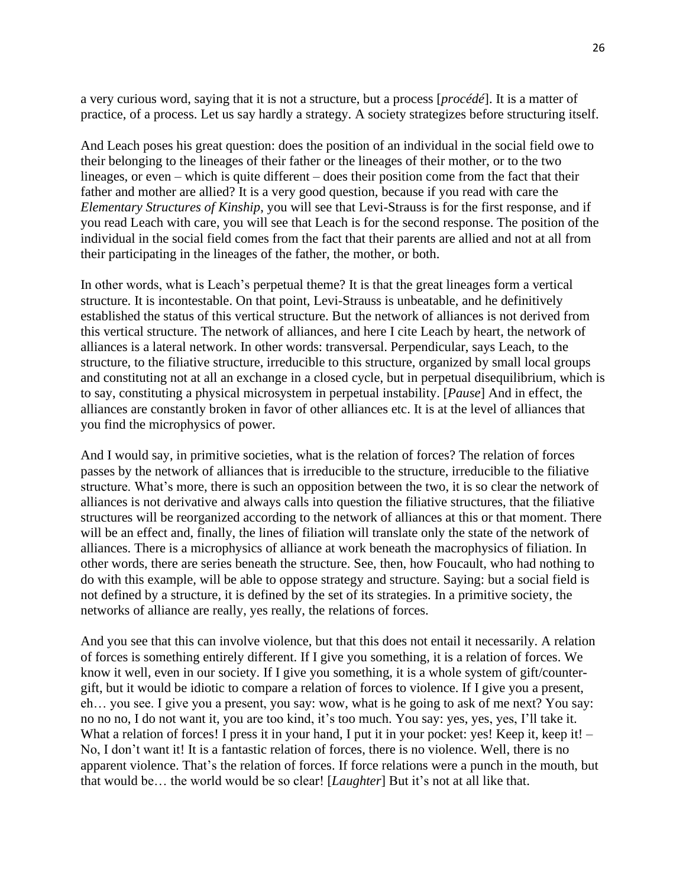a very curious word, saying that it is not a structure, but a process [*procédé*]. It is a matter of practice, of a process. Let us say hardly a strategy. A society strategizes before structuring itself.

And Leach poses his great question: does the position of an individual in the social field owe to their belonging to the lineages of their father or the lineages of their mother, or to the two lineages, or even – which is quite different – does their position come from the fact that their father and mother are allied? It is a very good question, because if you read with care the *Elementary Structures of Kinship*, you will see that Levi-Strauss is for the first response, and if you read Leach with care, you will see that Leach is for the second response. The position of the individual in the social field comes from the fact that their parents are allied and not at all from their participating in the lineages of the father, the mother, or both.

In other words, what is Leach's perpetual theme? It is that the great lineages form a vertical structure. It is incontestable. On that point, Levi-Strauss is unbeatable, and he definitively established the status of this vertical structure. But the network of alliances is not derived from this vertical structure. The network of alliances, and here I cite Leach by heart, the network of alliances is a lateral network. In other words: transversal. Perpendicular, says Leach, to the structure, to the filiative structure, irreducible to this structure, organized by small local groups and constituting not at all an exchange in a closed cycle, but in perpetual disequilibrium, which is to say, constituting a physical microsystem in perpetual instability. [*Pause*] And in effect, the alliances are constantly broken in favor of other alliances etc. It is at the level of alliances that you find the microphysics of power.

And I would say, in primitive societies, what is the relation of forces? The relation of forces passes by the network of alliances that is irreducible to the structure, irreducible to the filiative structure. What's more, there is such an opposition between the two, it is so clear the network of alliances is not derivative and always calls into question the filiative structures, that the filiative structures will be reorganized according to the network of alliances at this or that moment. There will be an effect and, finally, the lines of filiation will translate only the state of the network of alliances. There is a microphysics of alliance at work beneath the macrophysics of filiation. In other words, there are series beneath the structure. See, then, how Foucault, who had nothing to do with this example, will be able to oppose strategy and structure. Saying: but a social field is not defined by a structure, it is defined by the set of its strategies. In a primitive society, the networks of alliance are really, yes really, the relations of forces.

And you see that this can involve violence, but that this does not entail it necessarily. A relation of forces is something entirely different. If I give you something, it is a relation of forces. We know it well, even in our society. If I give you something, it is a whole system of gift/counter-gift, but it would be idiotic to compare a relation of forces to violence. If I give you a present, eh… you see. I give you a present, you say: wow, what is he going to ask of me next? You say: no no no, I do not want it, you are too kind, it's too much. You say: yes, yes, yes, I'll take it. What a relation of forces! I press it in your hand, I put it in your pocket: yes! Keep it, keep it! – No, I don't want it! It is a fantastic relation of forces, there is no violence. Well, there is no apparent violence. That's the relation of forces. If force relations were a punch in the mouth, but that would be… the world would be so clear! [*Laughter*] But it's not at all like that.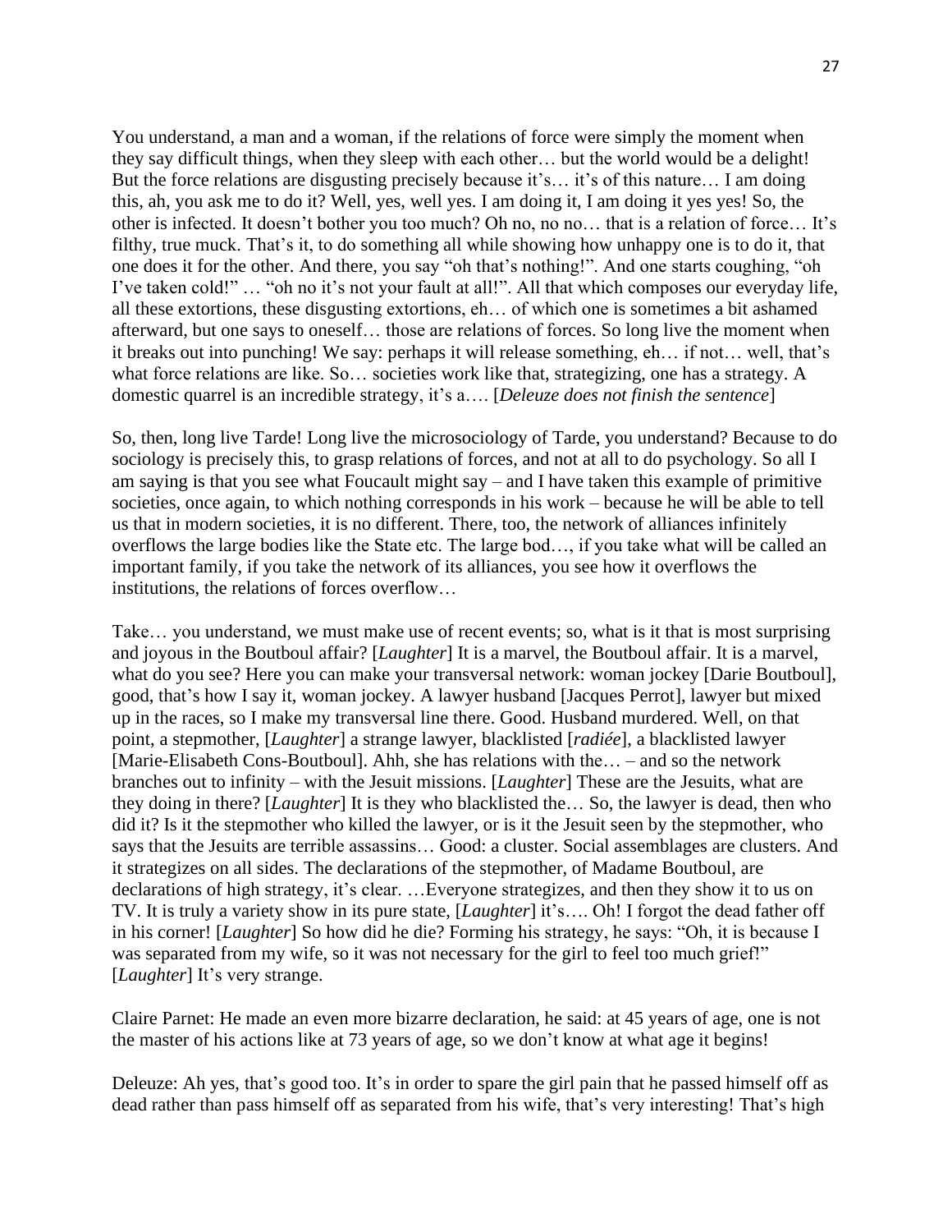You understand, a man and a woman, if the relations of force were simply the moment when they say difficult things, when they sleep with each other… but the world would be a delight! But the force relations are disgusting precisely because it's… it's of this nature… I am doing this, ah, you ask me to do it? Well, yes, well yes. I am doing it, I am doing it yes yes! So, the other is infected. It doesn't bother you too much? Oh no, no no… that is a relation of force… It's filthy, true muck. That's it, to do something all while showing how unhappy one is to do it, that one does it for the other. And there, you say "oh that's nothing!". And one starts coughing, "oh I've taken cold!" … "oh no it's not your fault at all!". All that which composes our everyday life, all these extortions, these disgusting extortions, eh… of which one is sometimes a bit ashamed afterward, but one says to oneself… those are relations of forces. So long live the moment when it breaks out into punching! We say: perhaps it will release something, eh… if not… well, that's what force relations are like. So… societies work like that, strategizing, one has a strategy. A domestic quarrel is an incredible strategy, it's a…. [*Deleuze does not finish the sentence*]

So, then, long live Tarde! Long live the microsociology of Tarde, you understand? Because to do sociology is precisely this, to grasp relations of forces, and not at all to do psychology. So all I am saying is that you see what Foucault might say – and I have taken this example of primitive societies, once again, to which nothing corresponds in his work – because he will be able to tell us that in modern societies, it is no different. There, too, the network of alliances infinitely overflows the large bodies like the State etc. The large bod…, if you take what will be called an important family, if you take the network of its alliances, you see how it overflows the institutions, the relations of forces overflow…

Take… you understand, we must make use of recent events; so, what is it that is most surprising and joyous in the Boutboul affair? [*Laughter*] It is a marvel, the Boutboul affair. It is a marvel, what do you see? Here you can make your transversal network: woman jockey [Darie Boutboul], good, that's how I say it, woman jockey. A lawyer husband [Jacques Perrot], lawyer but mixed up in the races, so I make my transversal line there. Good. Husband murdered. Well, on that point, a stepmother, [*Laughter*] a strange lawyer, blacklisted [*radiée*], a blacklisted lawyer [Marie-Elisabeth Cons-Boutboul]. Ahh, she has relations with the… – and so the network branches out to infinity – with the Jesuit missions. [*Laughter*] These are the Jesuits, what are they doing in there? [*Laughter*] It is they who blacklisted the… So, the lawyer is dead, then who did it? Is it the stepmother who killed the lawyer, or is it the Jesuit seen by the stepmother, who says that the Jesuits are terrible assassins… Good: a cluster. Social assemblages are clusters. And it strategizes on all sides. The declarations of the stepmother, of Madame Boutboul, are declarations of high strategy, it's clear. …Everyone strategizes, and then they show it to us on TV. It is truly a variety show in its pure state, [*Laughter*] it's…. Oh! I forgot the dead father off in his corner! [*Laughter*] So how did he die? Forming his strategy, he says: "Oh, it is because I was separated from my wife, so it was not necessary for the girl to feel too much grief!" [*Laughter*] It's very strange.

Claire Parnet: He made an even more bizarre declaration, he said: at 45 years of age, one is not the master of his actions like at 73 years of age, so we don't know at what age it begins!

Deleuze: Ah yes, that's good too. It's in order to spare the girl pain that he passed himself off as dead rather than pass himself off as separated from his wife, that's very interesting! That's high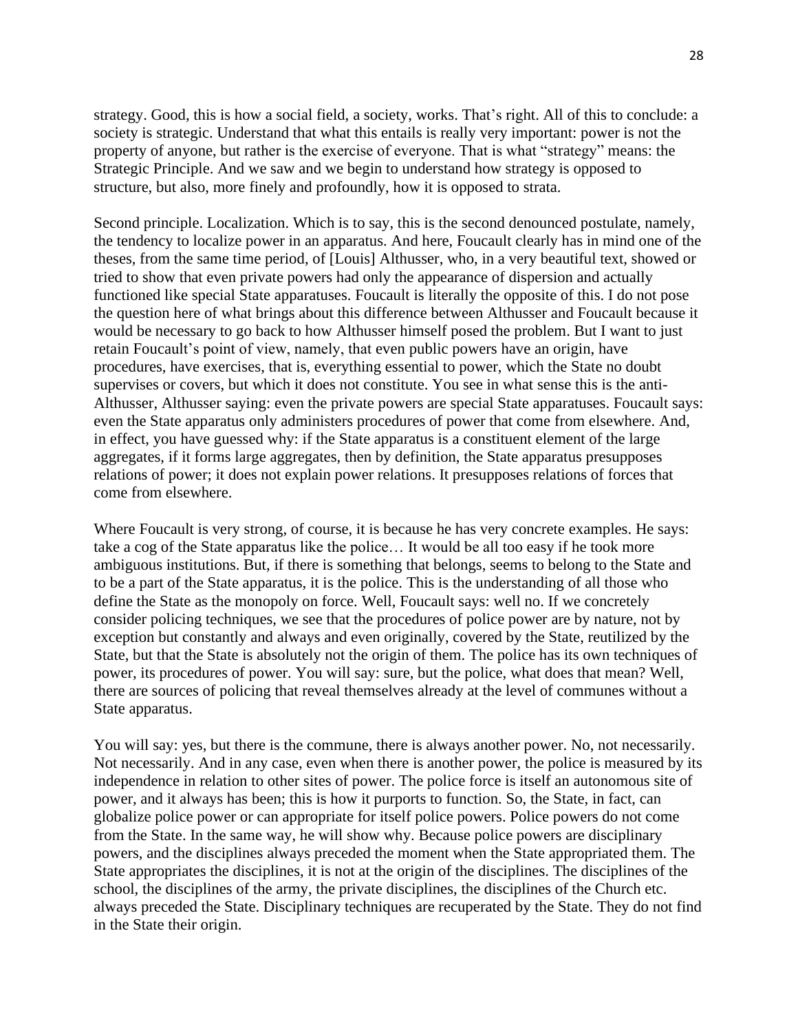strategy. Good, this is how a social field, a society, works. That's right. All of this to conclude: a society is strategic. Understand that what this entails is really very important: power is not the property of anyone, but rather is the exercise of everyone. That is what "strategy" means: the Strategic Principle. And we saw and we begin to understand how strategy is opposed to structure, but also, more finely and profoundly, how it is opposed to strata.

Second principle. Localization. Which is to say, this is the second denounced postulate, namely, the tendency to localize power in an apparatus. And here, Foucault clearly has in mind one of the theses, from the same time period, of [Louis] Althusser, who, in a very beautiful text, showed or tried to show that even private powers had only the appearance of dispersion and actually functioned like special State apparatuses. Foucault is literally the opposite of this. I do not pose the question here of what brings about this difference between Althusser and Foucault because it would be necessary to go back to how Althusser himself posed the problem. But I want to just retain Foucault's point of view, namely, that even public powers have an origin, have procedures, have exercises, that is, everything essential to power, which the State no doubt supervises or covers, but which it does not constitute. You see in what sense this is the anti-Althusser, Althusser saying: even the private powers are special State apparatuses. Foucault says: even the State apparatus only administers procedures of power that come from elsewhere. And, in effect, you have guessed why: if the State apparatus is a constituent element of the large aggregates, if it forms large aggregates, then by definition, the State apparatus presupposes relations of power; it does not explain power relations. It presupposes relations of forces that come from elsewhere.

Where Foucault is very strong, of course, it is because he has very concrete examples. He says: take a cog of the State apparatus like the police… It would be all too easy if he took more ambiguous institutions. But, if there is something that belongs, seems to belong to the State and to be a part of the State apparatus, it is the police. This is the understanding of all those who define the State as the monopoly on force. Well, Foucault says: well no. If we concretely consider policing techniques, we see that the procedures of police power are by nature, not by exception but constantly and always and even originally, covered by the State, reutilized by the State, but that the State is absolutely not the origin of them. The police has its own techniques of power, its procedures of power. You will say: sure, but the police, what does that mean? Well, there are sources of policing that reveal themselves already at the level of communes without a State apparatus.

You will say: yes, but there is the commune, there is always another power. No, not necessarily. Not necessarily. And in any case, even when there is another power, the police is measured by its independence in relation to other sites of power. The police force is itself an autonomous site of power, and it always has been; this is how it purports to function. So, the State, in fact, can globalize police power or can appropriate for itself police powers. Police powers do not come from the State. In the same way, he will show why. Because police powers are disciplinary powers, and the disciplines always preceded the moment when the State appropriated them. The State appropriates the disciplines, it is not at the origin of the disciplines. The disciplines of the school, the disciplines of the army, the private disciplines, the disciplines of the Church etc. always preceded the State. Disciplinary techniques are recuperated by the State. They do not find in the State their origin.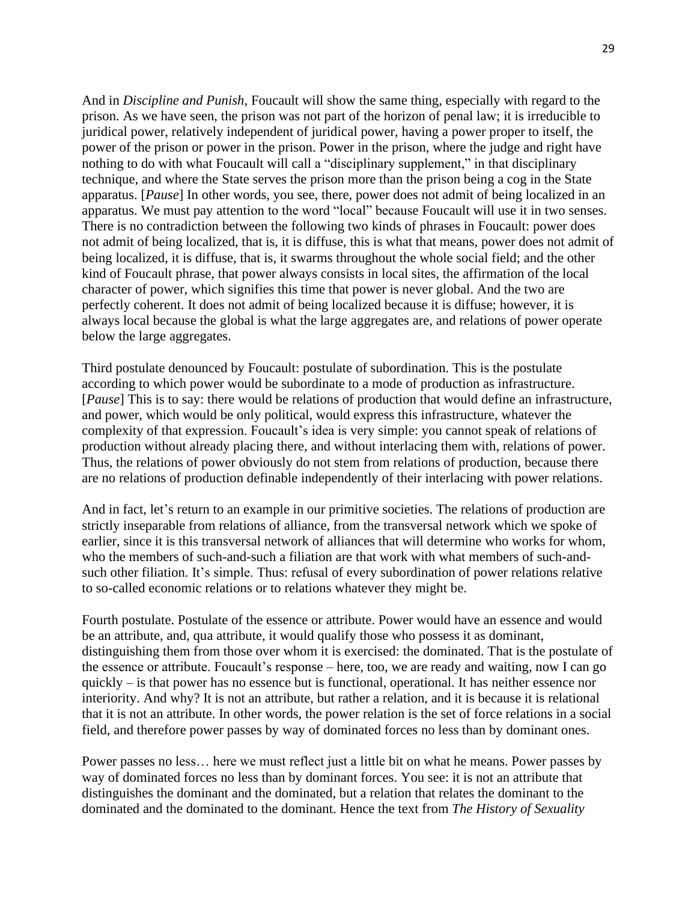And in *Discipline and Punish*, Foucault will show the same thing, especially with regard to the prison. As we have seen, the prison was not part of the horizon of penal law; it is irreducible to juridical power, relatively independent of juridical power, having a power proper to itself, the power of the prison or power in the prison. Power in the prison, where the judge and right have nothing to do with what Foucault will call a "disciplinary supplement," in that disciplinary technique, and where the State serves the prison more than the prison being a cog in the State apparatus. [*Pause*] In other words, you see, there, power does not admit of being localized in an apparatus. We must pay attention to the word "local" because Foucault will use it in two senses. There is no contradiction between the following two kinds of phrases in Foucault: power does not admit of being localized, that is, it is diffuse, this is what that means, power does not admit of being localized, it is diffuse, that is, it swarms throughout the whole social field; and the other kind of Foucault phrase, that power always consists in local sites, the affirmation of the local character of power, which signifies this time that power is never global. And the two are perfectly coherent. It does not admit of being localized because it is diffuse; however, it is always local because the global is what the large aggregates are, and relations of power operate below the large aggregates.

Third postulate denounced by Foucault: postulate of subordination. This is the postulate according to which power would be subordinate to a mode of production as infrastructure. [*Pause*] This is to say: there would be relations of production that would define an infrastructure, and power, which would be only political, would express this infrastructure, whatever the complexity of that expression. Foucault's idea is very simple: you cannot speak of relations of production without already placing there, and without interlacing them with, relations of power. Thus, the relations of power obviously do not stem from relations of production, because there are no relations of production definable independently of their interlacing with power relations.

And in fact, let's return to an example in our primitive societies. The relations of production are strictly inseparable from relations of alliance, from the transversal network which we spoke of earlier, since it is this transversal network of alliances that will determine who works for whom, who the members of such-and-such a filiation are that work with what members of such-and-such other filiation. It's simple. Thus: refusal of every subordination of power relations relative to so-called economic relations or to relations whatever they might be.

Fourth postulate. Postulate of the essence or attribute. Power would have an essence and would be an attribute, and, qua attribute, it would qualify those who possess it as dominant, distinguishing them from those over whom it is exercised: the dominated. That is the postulate of the essence or attribute. Foucault's response – here, too, we are ready and waiting, now I can go quickly – is that power has no essence but is functional, operational. It has neither essence nor interiority. And why? It is not an attribute, but rather a relation, and it is because it is relational that it is not an attribute. In other words, the power relation is the set of force relations in a social field, and therefore power passes by way of dominated forces no less than by dominant ones.

Power passes no less… here we must reflect just a little bit on what he means. Power passes by way of dominated forces no less than by dominant forces. You see: it is not an attribute that distinguishes the dominant and the dominated, but a relation that relates the dominant to the dominated and the dominated to the dominant. Hence the text from *The History of Sexuality*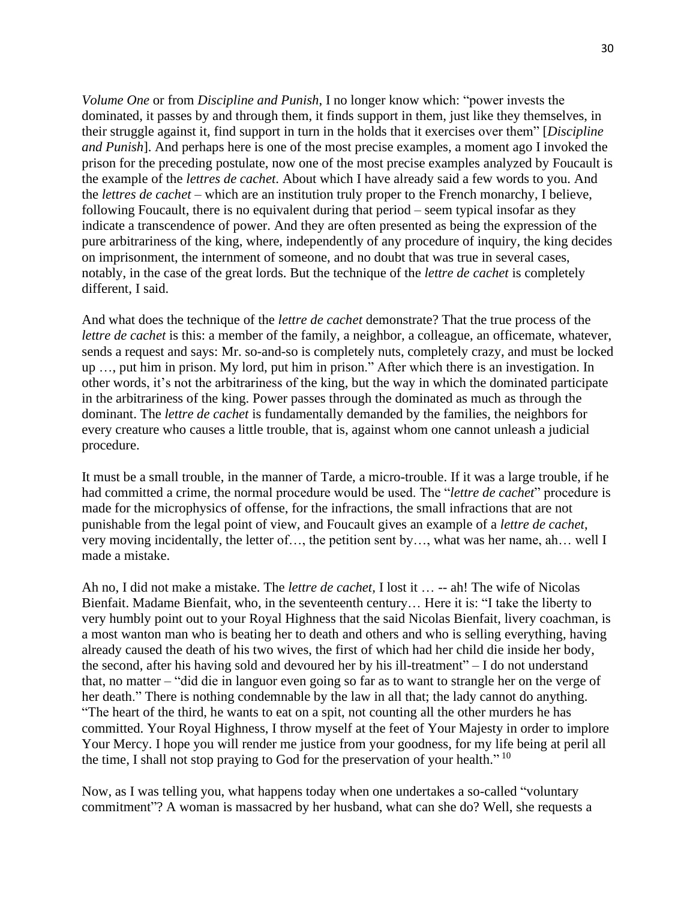*Volume One* or from *Discipline and Punish*, I no longer know which: "power invests the dominated, it passes by and through them, it finds support in them, just like they themselves, in their struggle against it, find support in turn in the holds that it exercises over them" [*Discipline and Punish*]. And perhaps here is one of the most precise examples, a moment ago I invoked the prison for the preceding postulate, now one of the most precise examples analyzed by Foucault is the example of the *lettres de cachet*. About which I have already said a few words to you. And the *lettres de cachet* – which are an institution truly proper to the French monarchy, I believe, following Foucault, there is no equivalent during that period – seem typical insofar as they indicate a transcendence of power. And they are often presented as being the expression of the pure arbitrariness of the king, where, independently of any procedure of inquiry, the king decides on imprisonment, the internment of someone, and no doubt that was true in several cases, notably, in the case of the great lords. But the technique of the *lettre de cachet* is completely different, I said.

And what does the technique of the *lettre de cachet* demonstrate? That the true process of the *lettre de cachet* is this: a member of the family, a neighbor, a colleague, an officemate, whatever, sends a request and says: Mr. so-and-so is completely nuts, completely crazy, and must be locked up …, put him in prison. My lord, put him in prison." After which there is an investigation. In other words, it's not the arbitrariness of the king, but the way in which the dominated participate in the arbitrariness of the king. Power passes through the dominated as much as through the dominant. The *lettre de cachet* is fundamentally demanded by the families, the neighbors for every creature who causes a little trouble, that is, against whom one cannot unleash a judicial procedure.

It must be a small trouble, in the manner of Tarde, a micro-trouble. If it was a large trouble, if he had committed a crime, the normal procedure would be used. The "*lettre de cachet*" procedure is made for the microphysics of offense, for the infractions, the small infractions that are not punishable from the legal point of view, and Foucault gives an example of a *lettre de cachet*, very moving incidentally, the letter of…, the petition sent by…, what was her name, ah… well I made a mistake.

Ah no, I did not make a mistake. The *lettre de cachet*, I lost it … -- ah! The wife of Nicolas Bienfait. Madame Bienfait, who, in the seventeenth century… Here it is: "I take the liberty to very humbly point out to your Royal Highness that the said Nicolas Bienfait, livery coachman, is a most wanton man who is beating her to death and others and who is selling everything, having already caused the death of his two wives, the first of which had her child die inside her body, the second, after his having sold and devoured her by his ill-treatment" – I do not understand that, no matter – "did die in languor even going so far as to want to strangle her on the verge of her death." There is nothing condemnable by the law in all that; the lady cannot do anything. "The heart of the third, he wants to eat on a spit, not counting all the other murders he has committed. Your Royal Highness, I throw myself at the feet of Your Majesty in order to implore Your Mercy. I hope you will render me justice from your goodness, for my life being at peril all the time, I shall not stop praying to God for the preservation of your health." [10]

Now, as I was telling you, what happens today when one undertakes a so-called "voluntary commitment"? A woman is massacred by her husband, what can she do? Well, she requests a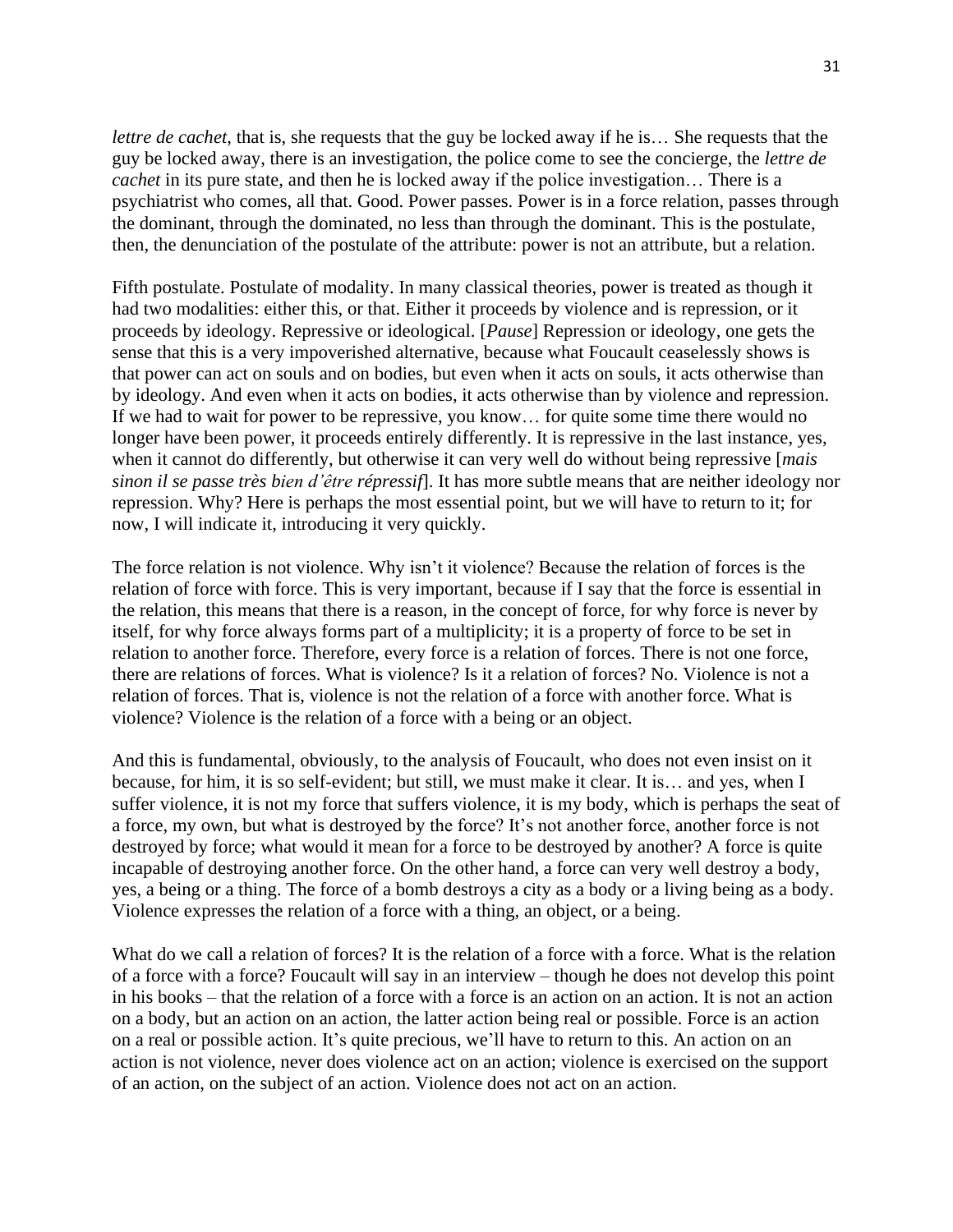*lettre de cachet*, that is, she requests that the guy be locked away if he is… She requests that the guy be locked away, there is an investigation, the police come to see the concierge, the *lettre de cachet* in its pure state, and then he is locked away if the police investigation… There is a psychiatrist who comes, all that. Good. Power passes. Power is in a force relation, passes through the dominant, through the dominated, no less than through the dominant. This is the postulate, then, the denunciation of the postulate of the attribute: power is not an attribute, but a relation.

Fifth postulate. Postulate of modality. In many classical theories, power is treated as though it had two modalities: either this, or that. Either it proceeds by violence and is repression, or it proceeds by ideology. Repressive or ideological. [*Pause*] Repression or ideology, one gets the sense that this is a very impoverished alternative, because what Foucault ceaselessly shows is that power can act on souls and on bodies, but even when it acts on souls, it acts otherwise than by ideology. And even when it acts on bodies, it acts otherwise than by violence and repression. If we had to wait for power to be repressive, you know… for quite some time there would no longer have been power, it proceeds entirely differently. It is repressive in the last instance, yes, when it cannot do differently, but otherwise it can very well do without being repressive [*mais sinon il se passe très bien d'être répressif*]. It has more subtle means that are neither ideology nor repression. Why? Here is perhaps the most essential point, but we will have to return to it; for now, I will indicate it, introducing it very quickly.

The force relation is not violence. Why isn't it violence? Because the relation of forces is the relation of force with force. This is very important, because if I say that the force is essential in the relation, this means that there is a reason, in the concept of force, for why force is never by itself, for why force always forms part of a multiplicity; it is a property of force to be set in relation to another force. Therefore, every force is a relation of forces. There is not one force, there are relations of forces. What is violence? Is it a relation of forces? No. Violence is not a relation of forces. That is, violence is not the relation of a force with another force. What is violence? Violence is the relation of a force with a being or an object.

And this is fundamental, obviously, to the analysis of Foucault, who does not even insist on it because, for him, it is so self-evident; but still, we must make it clear. It is… and yes, when I suffer violence, it is not my force that suffers violence, it is my body, which is perhaps the seat of a force, my own, but what is destroyed by the force? It's not another force, another force is not destroyed by force; what would it mean for a force to be destroyed by another? A force is quite incapable of destroying another force. On the other hand, a force can very well destroy a body, yes, a being or a thing. The force of a bomb destroys a city as a body or a living being as a body. Violence expresses the relation of a force with a thing, an object, or a being.

What do we call a relation of forces? It is the relation of a force with a force. What is the relation of a force with a force? Foucault will say in an interview – though he does not develop this point in his books – that the relation of a force with a force is an action on an action. It is not an action on a body, but an action on an action, the latter action being real or possible. Force is an action on a real or possible action. It's quite precious, we'll have to return to this. An action on an action is not violence, never does violence act on an action; violence is exercised on the support of an action, on the subject of an action. Violence does not act on an action.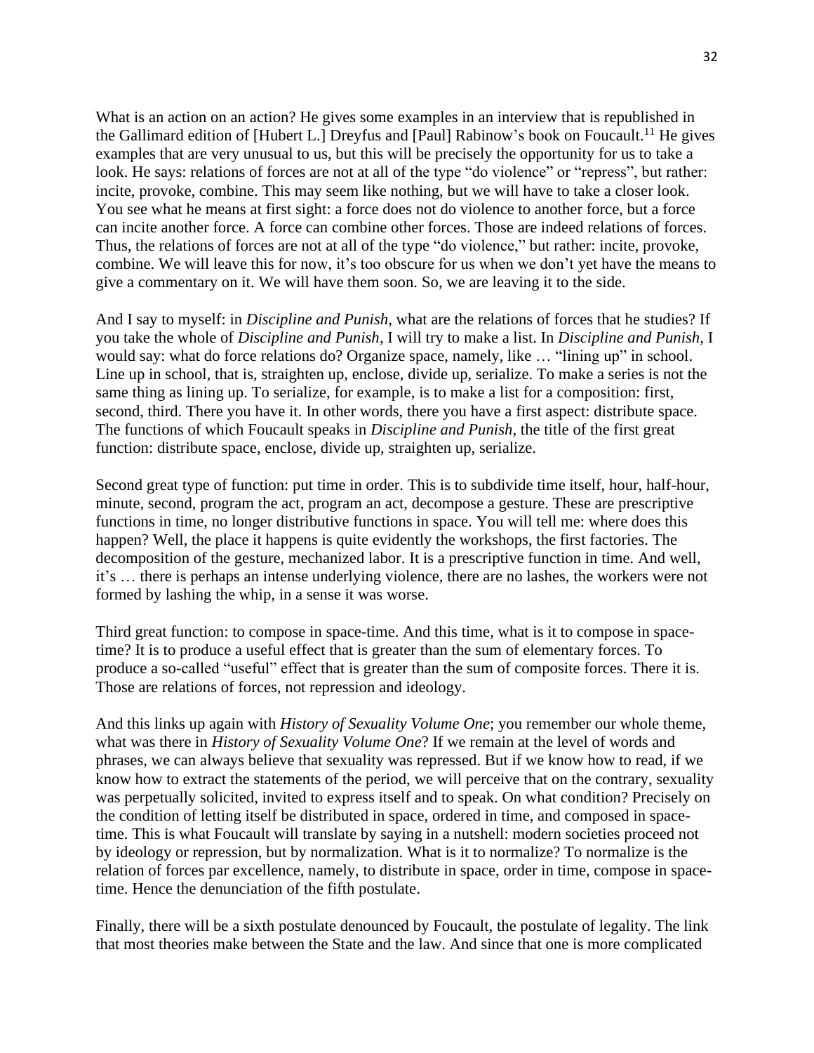What is an action on an action? He gives some examples in an interview that is republished in the Gallimard edition of [Hubert L.] Dreyfus and [Paul] Rabinow's book on Foucault.[11] He gives examples that are very unusual to us, but this will be precisely the opportunity for us to take a look. He says: relations of forces are not at all of the type "do violence" or "repress", but rather: incite, provoke, combine. This may seem like nothing, but we will have to take a closer look. You see what he means at first sight: a force does not do violence to another force, but a force can incite another force. A force can combine other forces. Those are indeed relations of forces. Thus, the relations of forces are not at all of the type "do violence," but rather: incite, provoke, combine. We will leave this for now, it's too obscure for us when we don't yet have the means to give a commentary on it. We will have them soon. So, we are leaving it to the side.

And I say to myself: in *Discipline and Punish*, what are the relations of forces that he studies? If you take the whole of *Discipline and Punish*, I will try to make a list. In *Discipline and Punish*, I would say: what do force relations do? Organize space, namely, like … "lining up" in school. Line up in school, that is, straighten up, enclose, divide up, serialize. To make a series is not the same thing as lining up. To serialize, for example, is to make a list for a composition: first, second, third. There you have it. In other words, there you have a first aspect: distribute space. The functions of which Foucault speaks in *Discipline and Punish*, the title of the first great function: distribute space, enclose, divide up, straighten up, serialize.

Second great type of function: put time in order. This is to subdivide time itself, hour, half-hour, minute, second, program the act, program an act, decompose a gesture. These are prescriptive functions in time, no longer distributive functions in space. You will tell me: where does this happen? Well, the place it happens is quite evidently the workshops, the first factories. The decomposition of the gesture, mechanized labor. It is a prescriptive function in time. And well, it's … there is perhaps an intense underlying violence, there are no lashes, the workers were not formed by lashing the whip, in a sense it was worse.

Third great function: to compose in space-time. And this time, what is it to compose in space-time? It is to produce a useful effect that is greater than the sum of elementary forces. To produce a so-called "useful" effect that is greater than the sum of composite forces. There it is. Those are relations of forces, not repression and ideology.

And this links up again with *History of Sexuality Volume One*; you remember our whole theme, what was there in *History of Sexuality Volume One*? If we remain at the level of words and phrases, we can always believe that sexuality was repressed. But if we know how to read, if we know how to extract the statements of the period, we will perceive that on the contrary, sexuality was perpetually solicited, invited to express itself and to speak. On what condition? Precisely on the condition of letting itself be distributed in space, ordered in time, and composed in space-time. This is what Foucault will translate by saying in a nutshell: modern societies proceed not by ideology or repression, but by normalization. What is it to normalize? To normalize is the relation of forces par excellence, namely, to distribute in space, order in time, compose in space-time. Hence the denunciation of the fifth postulate.

Finally, there will be a sixth postulate denounced by Foucault, the postulate of legality. The link that most theories make between the State and the law. And since that one is more complicated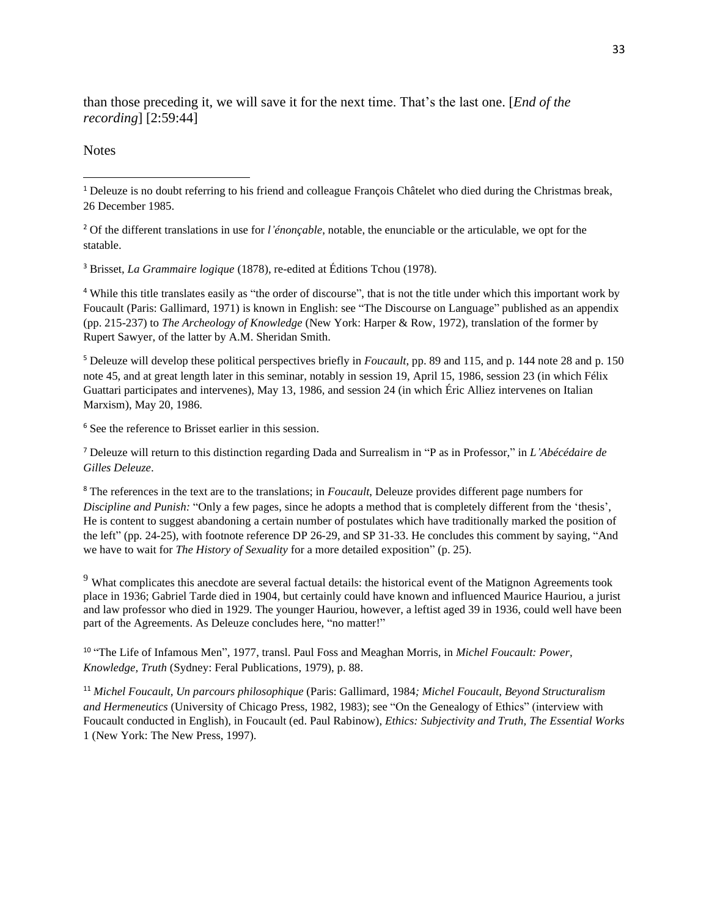than those preceding it, we will save it for the next time. That's the last one. [*End of the recording*] [2:59:44]

Notes

[1] Deleuze is no doubt referring to his friend and colleague François Châtelet who died during the Christmas break, 26 December 1985.

[2] Of the different translations in use for *l'énonçable*, notable, the enunciable or the articulable, we opt for the statable.

[3] Brisset, *La Grammaire logique* (1878), re-edited at Éditions Tchou (1978).

[4] While this title translates easily as "the order of discourse", that is not the title under which this important work by Foucault (Paris: Gallimard, 1971) is known in English: see "The Discourse on Language" published as an appendix (pp. 215-237) to *The Archeology of Knowledge* (New York: Harper & Row, 1972), translation of the former by Rupert Sawyer, of the latter by A.M. Sheridan Smith.

[5] Deleuze will develop these political perspectives briefly in *Foucault*, pp. 89 and 115, and p. 144 note 28 and p. 150 note 45, and at great length later in this seminar, notably in session 19, April 15, 1986, session 23 (in which Félix Guattari participates and intervenes), May 13, 1986, and session 24 (in which Éric Alliez intervenes on Italian Marxism), May 20, 1986.

[6] See the reference to Brisset earlier in this session.

[7] Deleuze will return to this distinction regarding Dada and Surrealism in "P as in Professor," in *L'Abécédaire de Gilles Deleuze*.

[8] The references in the text are to the translations; in *Foucault*, Deleuze provides different page numbers for *Discipline and Punish:* "Only a few pages, since he adopts a method that is completely different from the 'thesis', He is content to suggest abandoning a certain number of postulates which have traditionally marked the position of the left" (pp. 24-25), with footnote reference DP 26-29, and SP 31-33. He concludes this comment by saying, "And we have to wait for *The History of Sexuality* for a more detailed exposition" (p. 25).

[9] What complicates this anecdote are several factual details: the historical event of the Matignon Agreements took place in 1936; Gabriel Tarde died in 1904, but certainly could have known and influenced Maurice Hauriou, a jurist and law professor who died in 1929. The younger Hauriou, however, a leftist aged 39 in 1936, could well have been part of the Agreements. As Deleuze concludes here, "no matter!"

[10] "The Life of Infamous Men", 1977, transl. Paul Foss and Meaghan Morris, in *Michel Foucault: Power, Knowledge, Truth* (Sydney: Feral Publications, 1979), p. 88.

[11] *Michel Foucault, Un parcours philosophique* (Paris: Gallimard, 1984*; Michel Foucault, Beyond Structuralism and Hermeneutics* (University of Chicago Press, 1982, 1983); see "On the Genealogy of Ethics" (interview with Foucault conducted in English), in Foucault (ed. Paul Rabinow), *Ethics: Subjectivity and Truth, The Essential Works* 1 (New York: The New Press, 1997).